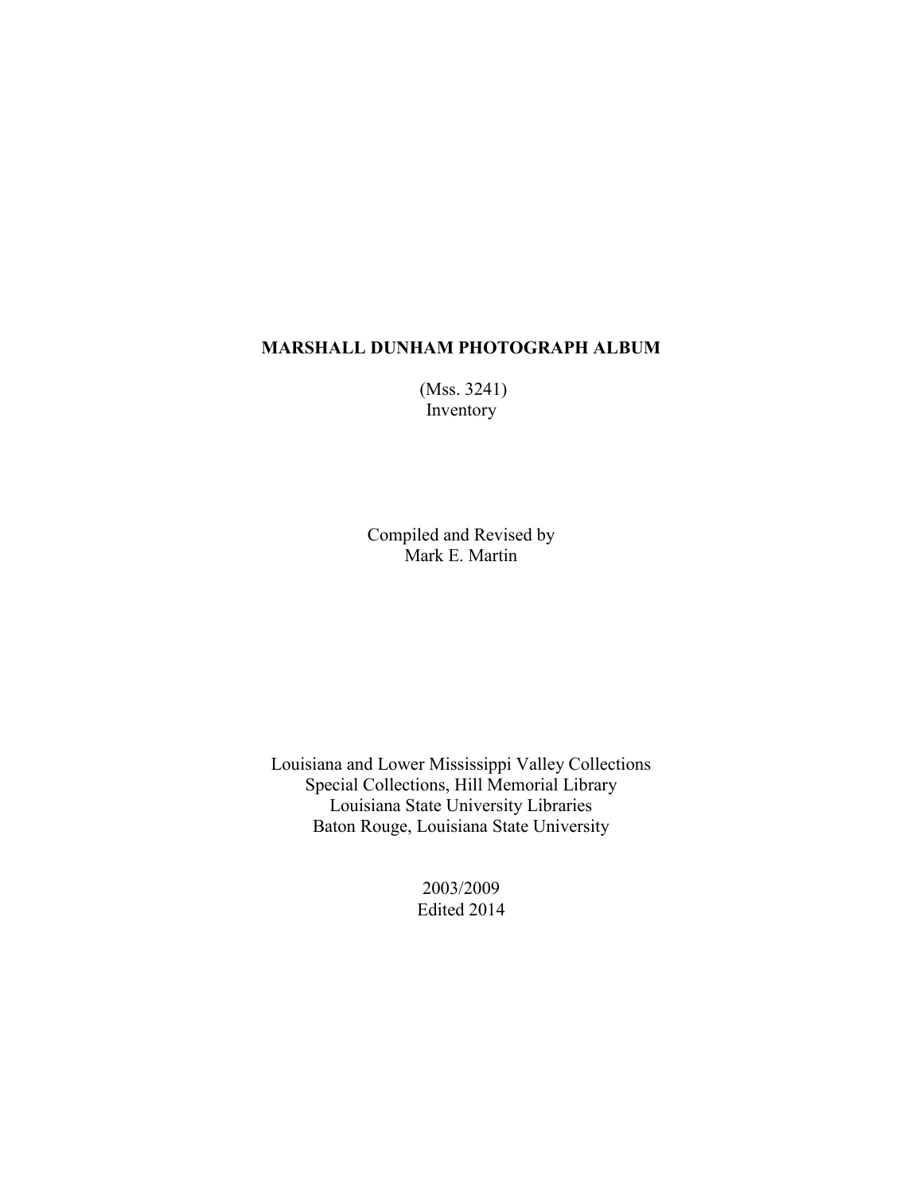# MARSHALL DUNHAM PHOTOGRAPH ALBUM

(Mss. 3241)
Inventory

Compiled and Revised by
Mark E. Martin

Louisiana and Lower Mississippi Valley Collections
Special Collections, Hill Memorial Library
Louisiana State University Libraries
Baton Rouge, Louisiana State University

2003/2009
Edited 2014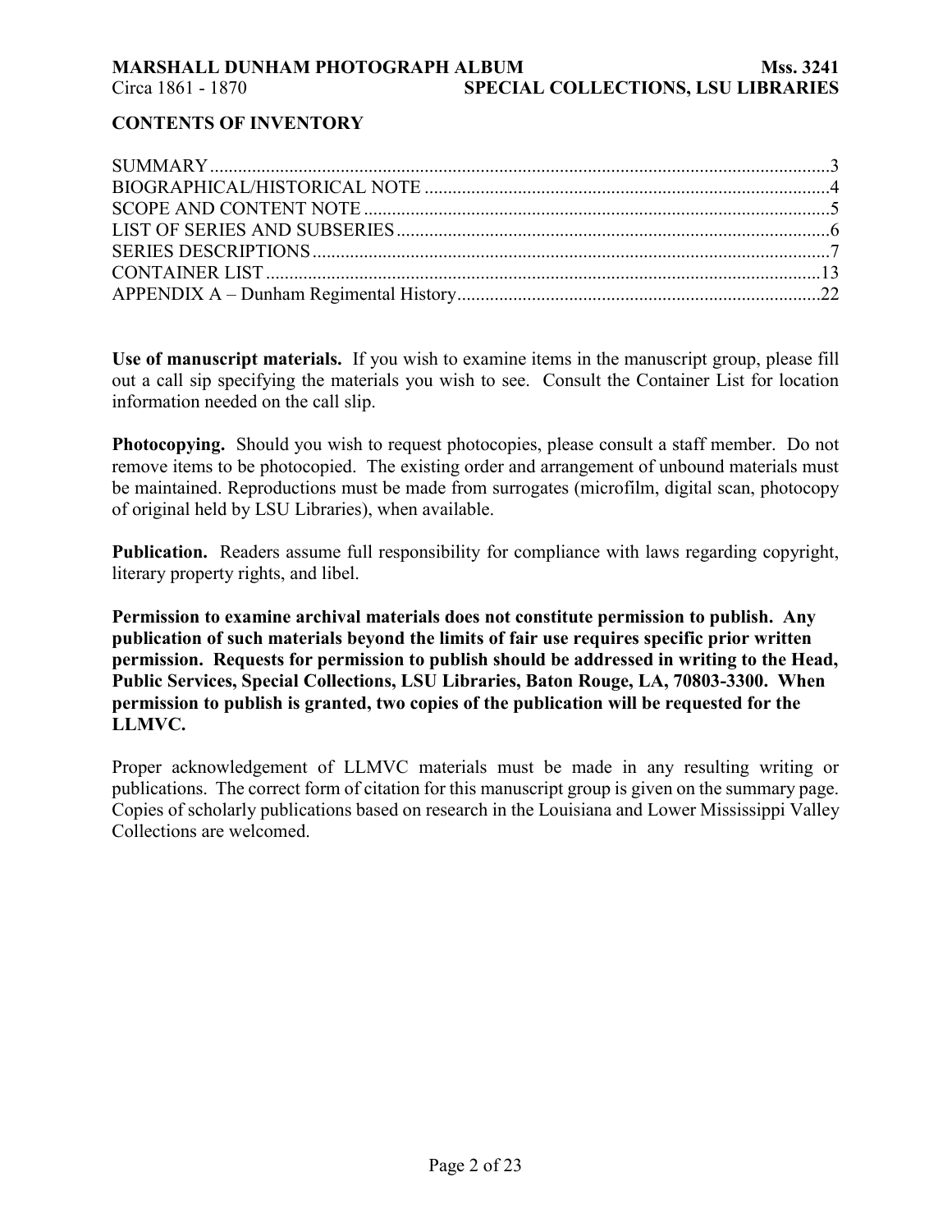## CONTENTS OF INVENTORY

SUMMARY....................................................................................................................3
BIOGRAPHICAL/HISTORICAL NOTE .......................................................................................4
SCOPE AND CONTENT NOTE ...................................................................................................5
LIST OF SERIES AND SUBSERIES.............................................................................................6
SERIES DESCRIPTIONS.............................................................................................................7
CONTAINER LIST.....................................................................................................................13
APPENDIX A – Dunham Regimental History.............................................................................22

**Use of manuscript materials.** If you wish to examine items in the manuscript group, please fill out a call sip specifying the materials you wish to see. Consult the Container List for location information needed on the call slip.

**Photocopying.** Should you wish to request photocopies, please consult a staff member. Do not remove items to be photocopied. The existing order and arrangement of unbound materials must be maintained. Reproductions must be made from surrogates (microfilm, digital scan, photocopy of original held by LSU Libraries), when available.

**Publication.** Readers assume full responsibility for compliance with laws regarding copyright, literary property rights, and libel.

**Permission to examine archival materials does not constitute permission to publish. Any publication of such materials beyond the limits of fair use requires specific prior written permission. Requests for permission to publish should be addressed in writing to the Head, Public Services, Special Collections, LSU Libraries, Baton Rouge, LA, 70803-3300. When permission to publish is granted, two copies of the publication will be requested for the LLMVC.**

Proper acknowledgement of LLMVC materials must be made in any resulting writing or publications. The correct form of citation for this manuscript group is given on the summary page. Copies of scholarly publications based on research in the Louisiana and Lower Mississippi Valley Collections are welcomed.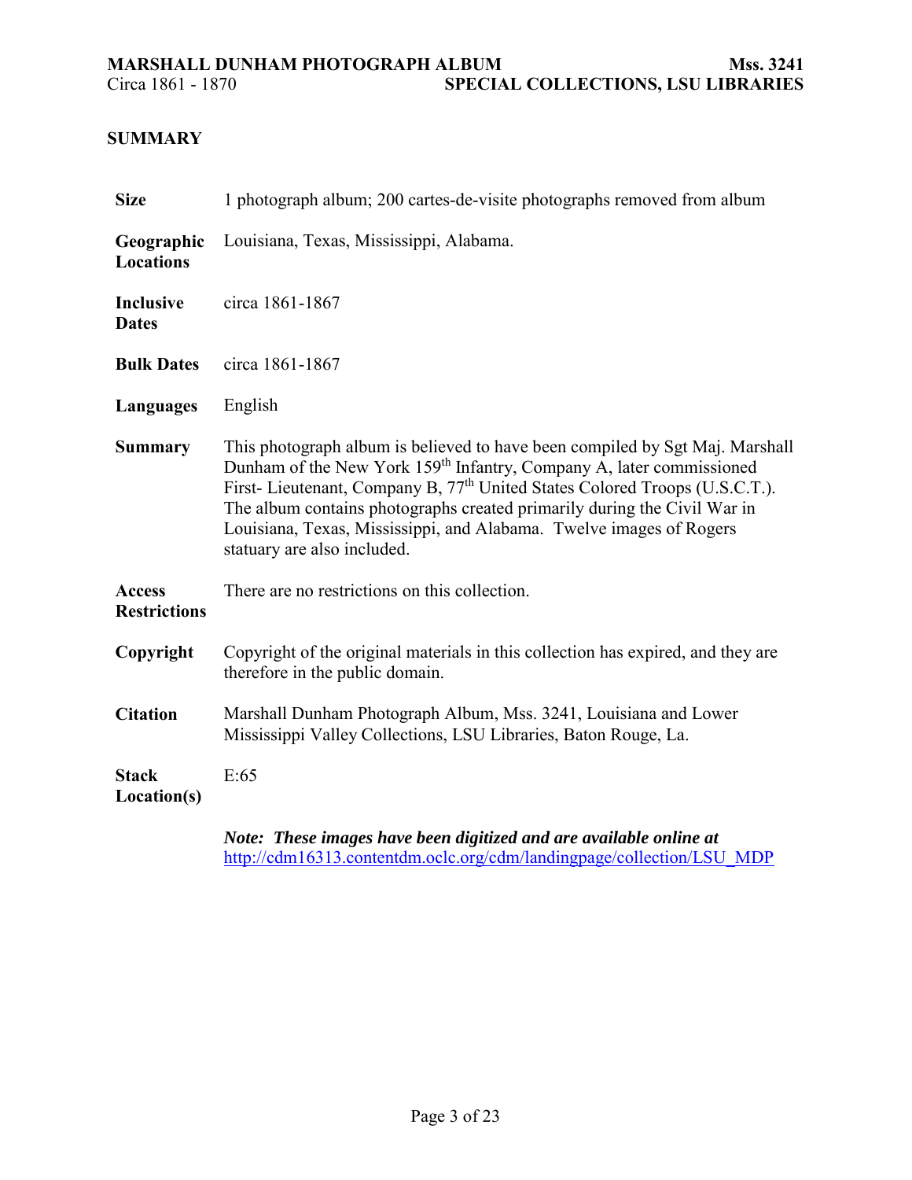## SUMMARY

| | |
|---|---|
| **Size** | 1 photograph album; 200 cartes-de-visite photographs removed from album |
| **Geographic Locations** | Louisiana, Texas, Mississippi, Alabama. |
| **Inclusive Dates** | circa 1861-1867 |
| **Bulk Dates** | circa 1861-1867 |
| **Languages** | English |
| **Summary** | This photograph album is believed to have been compiled by Sgt Maj. Marshall Dunham of the New York 159th Infantry, Company A, later commissioned First- Lieutenant, Company B, 77th United States Colored Troops (U.S.C.T.). The album contains photographs created primarily during the Civil War in Louisiana, Texas, Mississippi, and Alabama. Twelve images of Rogers statuary are also included. |
| **Access Restrictions** | There are no restrictions on this collection. |
| **Copyright** | Copyright of the original materials in this collection has expired, and they are therefore in the public domain. |
| **Citation** | Marshall Dunham Photograph Album, Mss. 3241, Louisiana and Lower Mississippi Valley Collections, LSU Libraries, Baton Rouge, La. |
| **Stack Location(s)** | E:65 |

***Note: These images have been digitized and are available online at*** [http://cdm16313.contentdm.oclc.org/cdm/landingpage/collection/LSU_MDP](http://cdm16313.contentdm.oclc.org/cdm/landingpage/collection/LSU_MDP)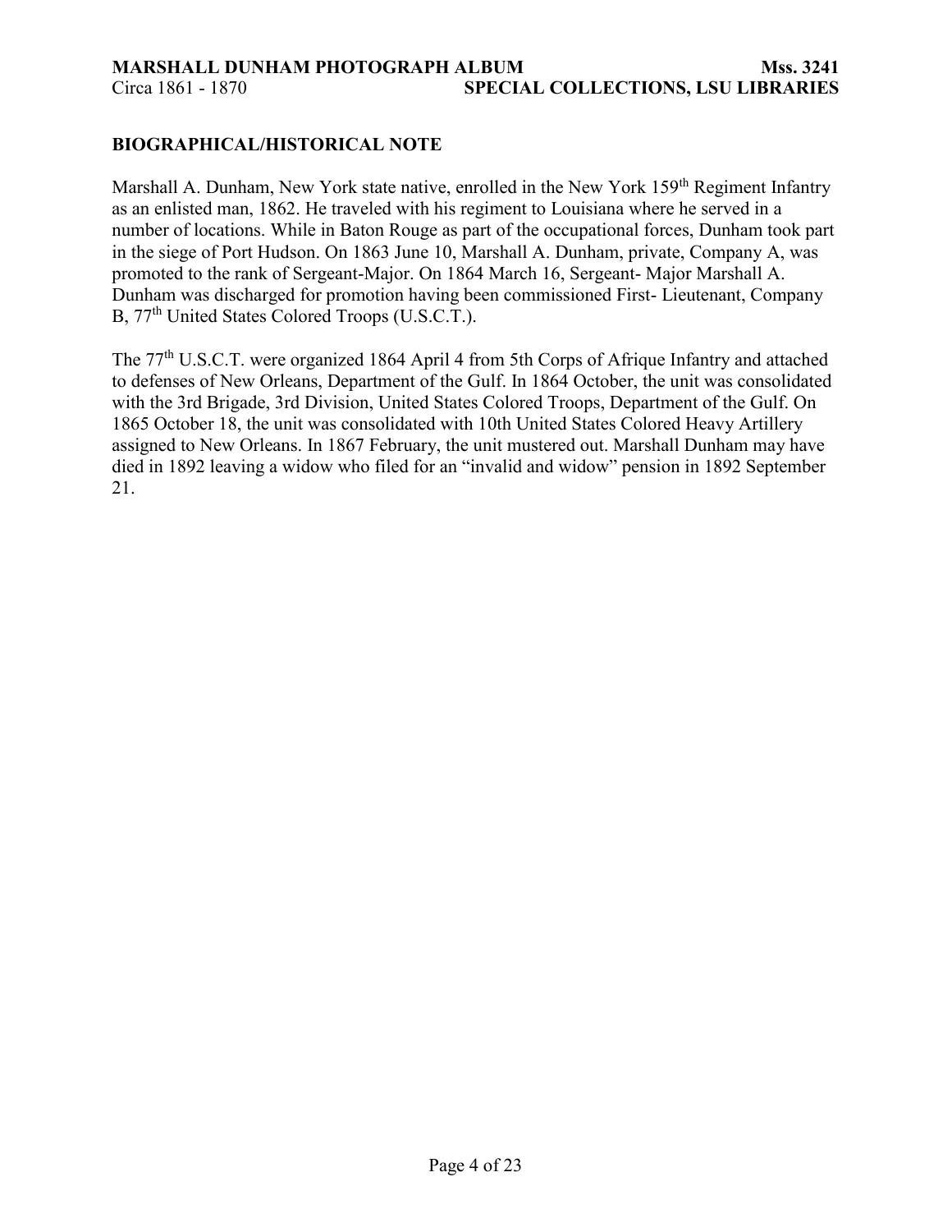## BIOGRAPHICAL/HISTORICAL NOTE

Marshall A. Dunham, New York state native, enrolled in the New York 159th Regiment Infantry as an enlisted man, 1862. He traveled with his regiment to Louisiana where he served in a number of locations. While in Baton Rouge as part of the occupational forces, Dunham took part in the siege of Port Hudson. On 1863 June 10, Marshall A. Dunham, private, Company A, was promoted to the rank of Sergeant-Major. On 1864 March 16, Sergeant- Major Marshall A. Dunham was discharged for promotion having been commissioned First- Lieutenant, Company B, 77th United States Colored Troops (U.S.C.T.).

The 77th U.S.C.T. were organized 1864 April 4 from 5th Corps of Afrique Infantry and attached to defenses of New Orleans, Department of the Gulf. In 1864 October, the unit was consolidated with the 3rd Brigade, 3rd Division, United States Colored Troops, Department of the Gulf. On 1865 October 18, the unit was consolidated with 10th United States Colored Heavy Artillery assigned to New Orleans. In 1867 February, the unit mustered out. Marshall Dunham may have died in 1892 leaving a widow who filed for an "invalid and widow" pension in 1892 September 21.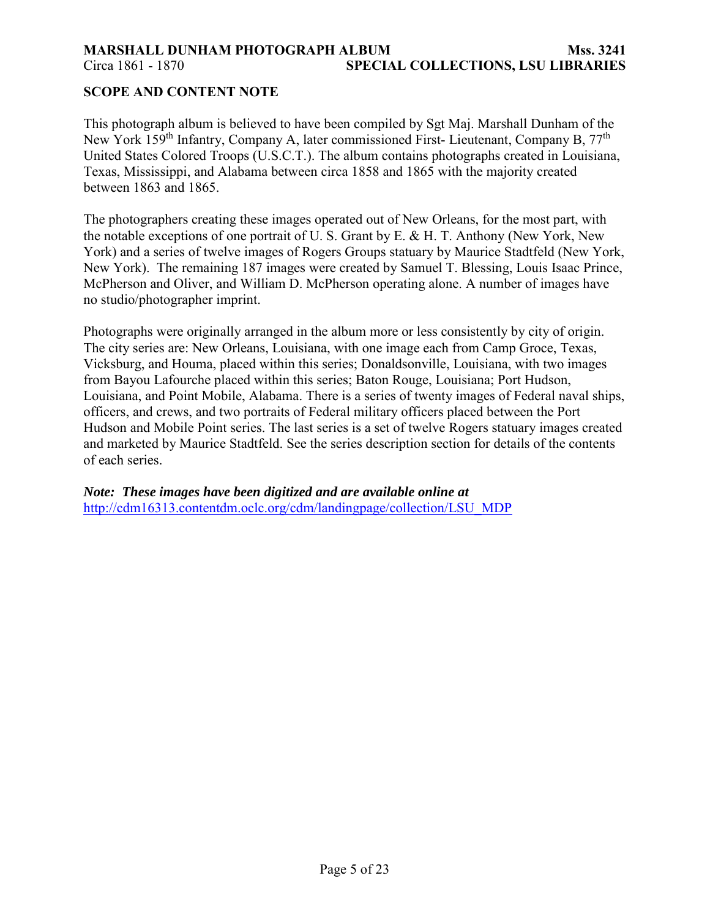## SCOPE AND CONTENT NOTE

This photograph album is believed to have been compiled by Sgt Maj. Marshall Dunham of the New York 159th Infantry, Company A, later commissioned First- Lieutenant, Company B, 77th United States Colored Troops (U.S.C.T.). The album contains photographs created in Louisiana, Texas, Mississippi, and Alabama between circa 1858 and 1865 with the majority created between 1863 and 1865.

The photographers creating these images operated out of New Orleans, for the most part, with the notable exceptions of one portrait of U. S. Grant by E. & H. T. Anthony (New York, New York) and a series of twelve images of Rogers Groups statuary by Maurice Stadtfeld (New York, New York). The remaining 187 images were created by Samuel T. Blessing, Louis Isaac Prince, McPherson and Oliver, and William D. McPherson operating alone. A number of images have no studio/photographer imprint.

Photographs were originally arranged in the album more or less consistently by city of origin. The city series are: New Orleans, Louisiana, with one image each from Camp Groce, Texas, Vicksburg, and Houma, placed within this series; Donaldsonville, Louisiana, with two images from Bayou Lafourche placed within this series; Baton Rouge, Louisiana; Port Hudson, Louisiana, and Point Mobile, Alabama. There is a series of twenty images of Federal naval ships, officers, and crews, and two portraits of Federal military officers placed between the Port Hudson and Mobile Point series. The last series is a set of twelve Rogers statuary images created and marketed by Maurice Stadtfeld. See the series description section for details of the contents of each series.

***Note: These images have been digitized and are available online at***
http://cdm16313.contentdm.oclc.org/cdm/landingpage/collection/LSU_MDP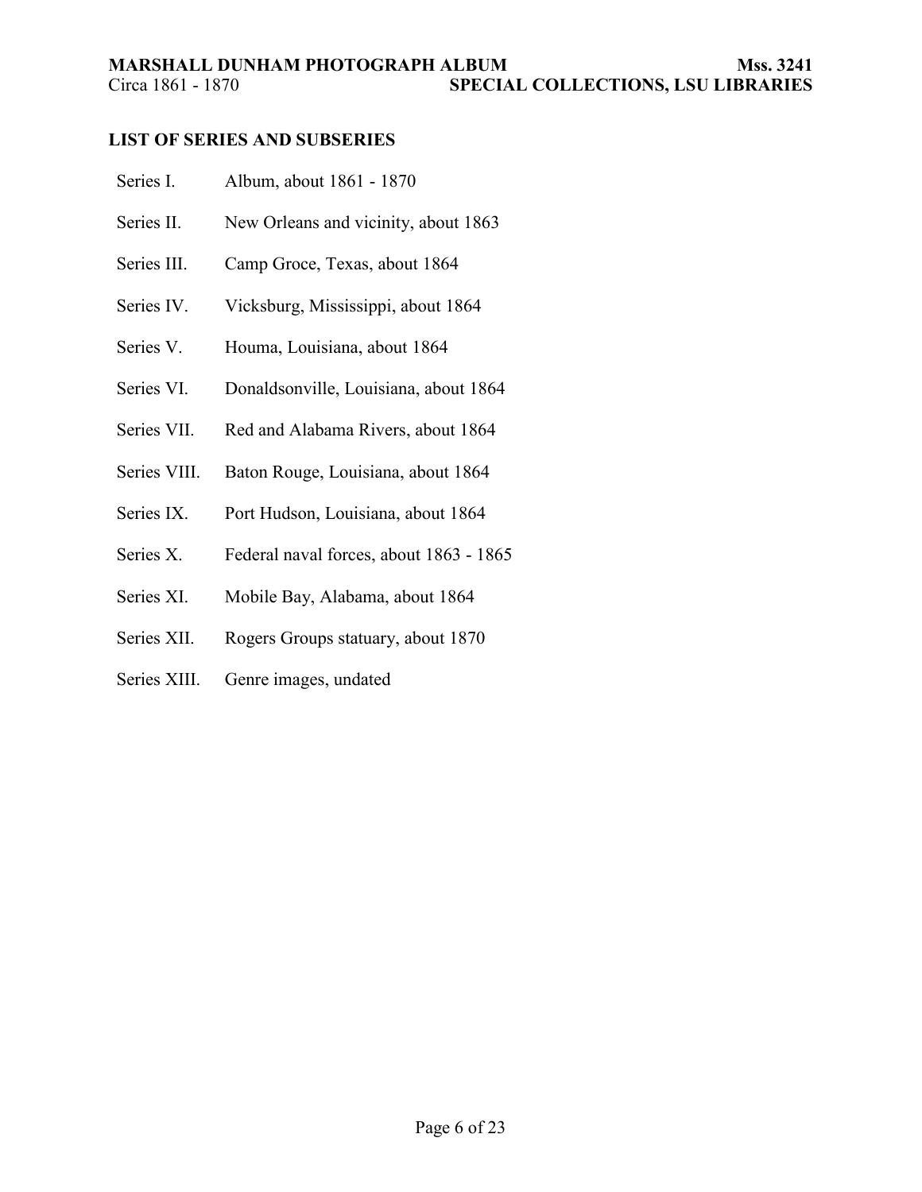## LIST OF SERIES AND SUBSERIES

| | |
|---|---|
| Series I. | Album, about 1861 - 1870 |
| Series II. | New Orleans and vicinity, about 1863 |
| Series III. | Camp Groce, Texas, about 1864 |
| Series IV. | Vicksburg, Mississippi, about 1864 |
| Series V. | Houma, Louisiana, about 1864 |
| Series VI. | Donaldsonville, Louisiana, about 1864 |
| Series VII. | Red and Alabama Rivers, about 1864 |
| Series VIII. | Baton Rouge, Louisiana, about 1864 |
| Series IX. | Port Hudson, Louisiana, about 1864 |
| Series X. | Federal naval forces, about 1863 - 1865 |
| Series XI. | Mobile Bay, Alabama, about 1864 |
| Series XII. | Rogers Groups statuary, about 1870 |
| Series XIII. | Genre images, undated |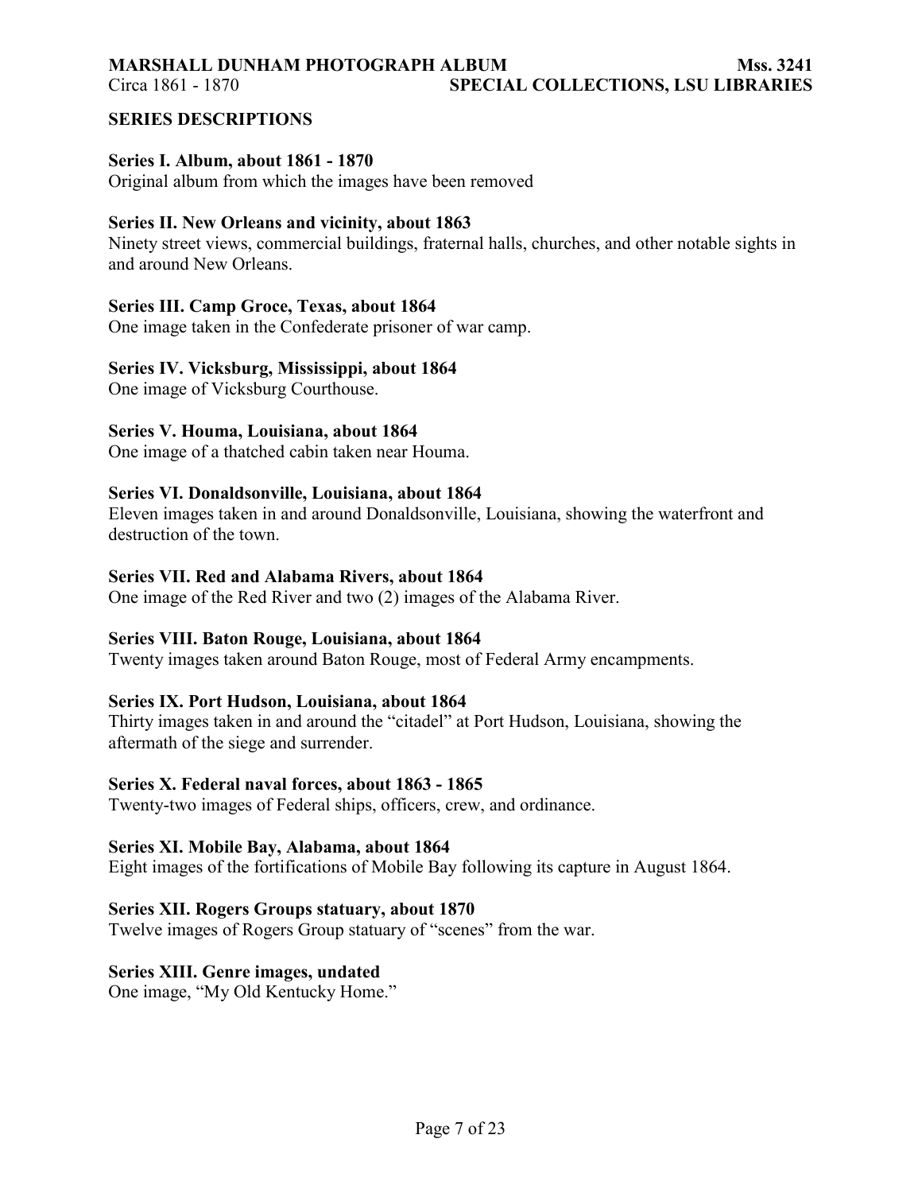## SERIES DESCRIPTIONS

**Series I. Album, about 1861 - 1870**
Original album from which the images have been removed

**Series II. New Orleans and vicinity, about 1863**
Ninety street views, commercial buildings, fraternal halls, churches, and other notable sights in and around New Orleans.

**Series III. Camp Groce, Texas, about 1864**
One image taken in the Confederate prisoner of war camp.

**Series IV. Vicksburg, Mississippi, about 1864**
One image of Vicksburg Courthouse.

**Series V. Houma, Louisiana, about 1864**
One image of a thatched cabin taken near Houma.

**Series VI. Donaldsonville, Louisiana, about 1864**
Eleven images taken in and around Donaldsonville, Louisiana, showing the waterfront and destruction of the town.

**Series VII. Red and Alabama Rivers, about 1864**
One image of the Red River and two (2) images of the Alabama River.

**Series VIII. Baton Rouge, Louisiana, about 1864**
Twenty images taken around Baton Rouge, most of Federal Army encampments.

**Series IX. Port Hudson, Louisiana, about 1864**
Thirty images taken in and around the "citadel" at Port Hudson, Louisiana, showing the aftermath of the siege and surrender.

**Series X. Federal naval forces, about 1863 - 1865**
Twenty-two images of Federal ships, officers, crew, and ordinance.

**Series XI. Mobile Bay, Alabama, about 1864**
Eight images of the fortifications of Mobile Bay following its capture in August 1864.

**Series XII. Rogers Groups statuary, about 1870**
Twelve images of Rogers Group statuary of "scenes" from the war.

**Series XIII. Genre images, undated**
One image, "My Old Kentucky Home."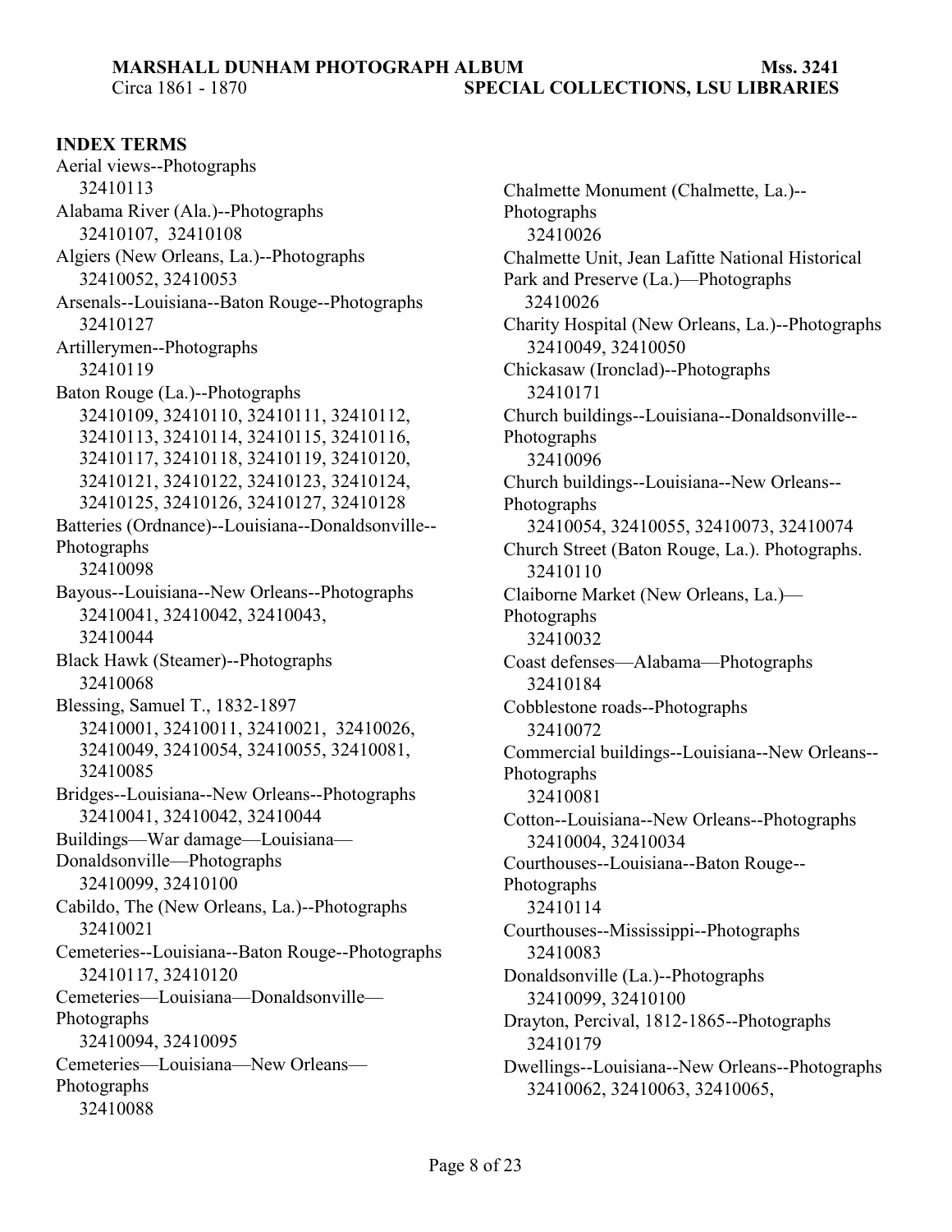## INDEX TERMS

Aerial views--Photographs
32410113

Alabama River (Ala.)--Photographs
32410107, 32410108

Algiers (New Orleans, La.)--Photographs
32410052, 32410053

Arsenals--Louisiana--Baton Rouge--Photographs
32410127

Artillerymen--Photographs
32410119

Baton Rouge (La.)--Photographs
32410109, 32410110, 32410111, 32410112, 32410113, 32410114, 32410115, 32410116, 32410117, 32410118, 32410119, 32410120, 32410121, 32410122, 32410123, 32410124, 32410125, 32410126, 32410127, 32410128

Batteries (Ordnance)--Louisiana--Donaldsonville--Photographs
32410098

Bayous--Louisiana--New Orleans--Photographs
32410041, 32410042, 32410043, 32410044

Black Hawk (Steamer)--Photographs
32410068

Blessing, Samuel T., 1832-1897
32410001, 32410011, 32410021, 32410026, 32410049, 32410054, 32410055, 32410081, 32410085

Bridges--Louisiana--New Orleans--Photographs
32410041, 32410042, 32410044

Buildings—War damage—Louisiana—Donaldsonville—Photographs
32410099, 32410100

Cabildo, The (New Orleans, La.)--Photographs
32410021

Cemeteries--Louisiana--Baton Rouge--Photographs
32410117, 32410120

Cemeteries—Louisiana—Donaldsonville—Photographs
32410094, 32410095

Cemeteries—Louisiana—New Orleans—Photographs
32410088

Chalmette Monument (Chalmette, La.)--Photographs
32410026

Chalmette Unit, Jean Lafitte National Historical Park and Preserve (La.)—Photographs
32410026

Charity Hospital (New Orleans, La.)--Photographs
32410049, 32410050

Chickasaw (Ironclad)--Photographs
32410171

Church buildings--Louisiana--Donaldsonville--Photographs
32410096

Church buildings--Louisiana--New Orleans--Photographs
32410054, 32410055, 32410073, 32410074

Church Street (Baton Rouge, La.). Photographs.
32410110

Claiborne Market (New Orleans, La.)—Photographs
32410032

Coast defenses—Alabama—Photographs
32410184

Cobblestone roads--Photographs
32410072

Commercial buildings--Louisiana--New Orleans--Photographs
32410081

Cotton--Louisiana--New Orleans--Photographs
32410004, 32410034

Courthouses--Louisiana--Baton Rouge--Photographs
32410114

Courthouses--Mississippi--Photographs
32410083

Donaldsonville (La.)--Photographs
32410099, 32410100

Drayton, Percival, 1812-1865--Photographs
32410179

Dwellings--Louisiana--New Orleans--Photographs
32410062, 32410063, 32410065,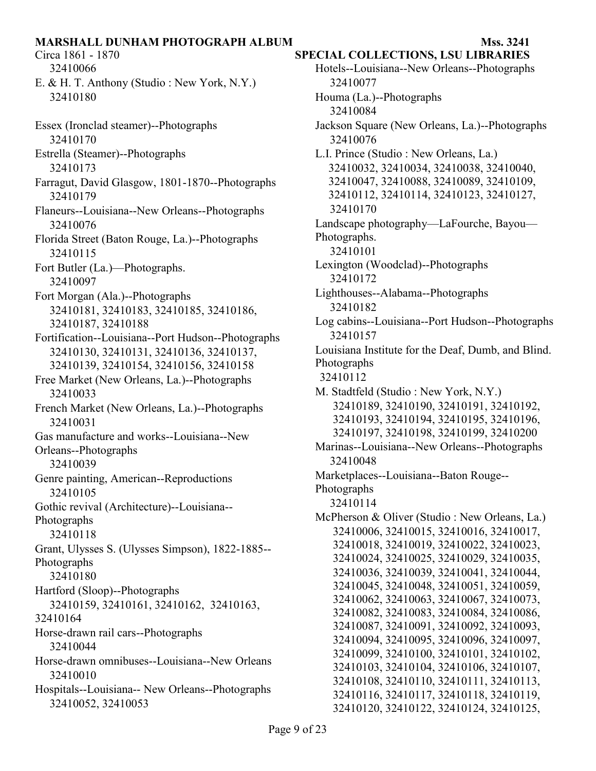32410066

E. & H. T. Anthony (Studio : New York, N.Y.)
32410180

Essex (Ironclad steamer)--Photographs
32410170

Estrella (Steamer)--Photographs
32410173

Farragut, David Glasgow, 1801-1870--Photographs
32410179

Flaneurs--Louisiana--New Orleans--Photographs
32410076

Florida Street (Baton Rouge, La.)--Photographs
32410115

Fort Butler (La.)—Photographs.
32410097

Fort Morgan (Ala.)--Photographs
32410181, 32410183, 32410185, 32410186, 32410187, 32410188

Fortification--Louisiana--Port Hudson--Photographs
32410130, 32410131, 32410136, 32410137, 32410139, 32410154, 32410156, 32410158

Free Market (New Orleans, La.)--Photographs
32410033

French Market (New Orleans, La.)--Photographs
32410031

Gas manufacture and works--Louisiana--New Orleans--Photographs
32410039

Genre painting, American--Reproductions
32410105

Gothic revival (Architecture)--Louisiana--Photographs
32410118

Grant, Ulysses S. (Ulysses Simpson), 1822-1885--Photographs
32410180

Hartford (Sloop)--Photographs
32410159, 32410161, 32410162, 32410163, 32410164

Horse-drawn rail cars--Photographs
32410044

Horse-drawn omnibuses--Louisiana--New Orleans
32410010

Hospitals--Louisiana-- New Orleans--Photographs
32410052, 32410053

Hotels--Louisiana--New Orleans--Photographs
32410077

Houma (La.)--Photographs
32410084

Jackson Square (New Orleans, La.)--Photographs
32410076

L.I. Prince (Studio : New Orleans, La.)
32410032, 32410034, 32410038, 32410040, 32410047, 32410088, 32410089, 32410109, 32410112, 32410114, 32410123, 32410127, 32410170

Landscape photography—LaFourche, Bayou—Photographs.
32410101

Lexington (Woodclad)--Photographs
32410172

Lighthouses--Alabama--Photographs
32410182

Log cabins--Louisiana--Port Hudson--Photographs
32410157

Louisiana Institute for the Deaf, Dumb, and Blind. Photographs
32410112

M. Stadtfeld (Studio : New York, N.Y.)
32410189, 32410190, 32410191, 32410192, 32410193, 32410194, 32410195, 32410196, 32410197, 32410198, 32410199, 32410200

Marinas--Louisiana--New Orleans--Photographs
32410048

Marketplaces--Louisiana--Baton Rouge--Photographs
32410114

McPherson & Oliver (Studio : New Orleans, La.)
32410006, 32410015, 32410016, 32410017, 32410018, 32410019, 32410022, 32410023, 32410024, 32410025, 32410029, 32410035, 32410036, 32410039, 32410041, 32410044, 32410045, 32410048, 32410051, 32410059, 32410062, 32410063, 32410067, 32410073, 32410082, 32410083, 32410084, 32410086, 32410087, 32410091, 32410092, 32410093, 32410094, 32410095, 32410096, 32410097, 32410099, 32410100, 32410101, 32410102, 32410103, 32410104, 32410106, 32410107, 32410108, 32410110, 32410111, 32410113, 32410116, 32410117, 32410118, 32410119, 32410120, 32410122, 32410124, 32410125,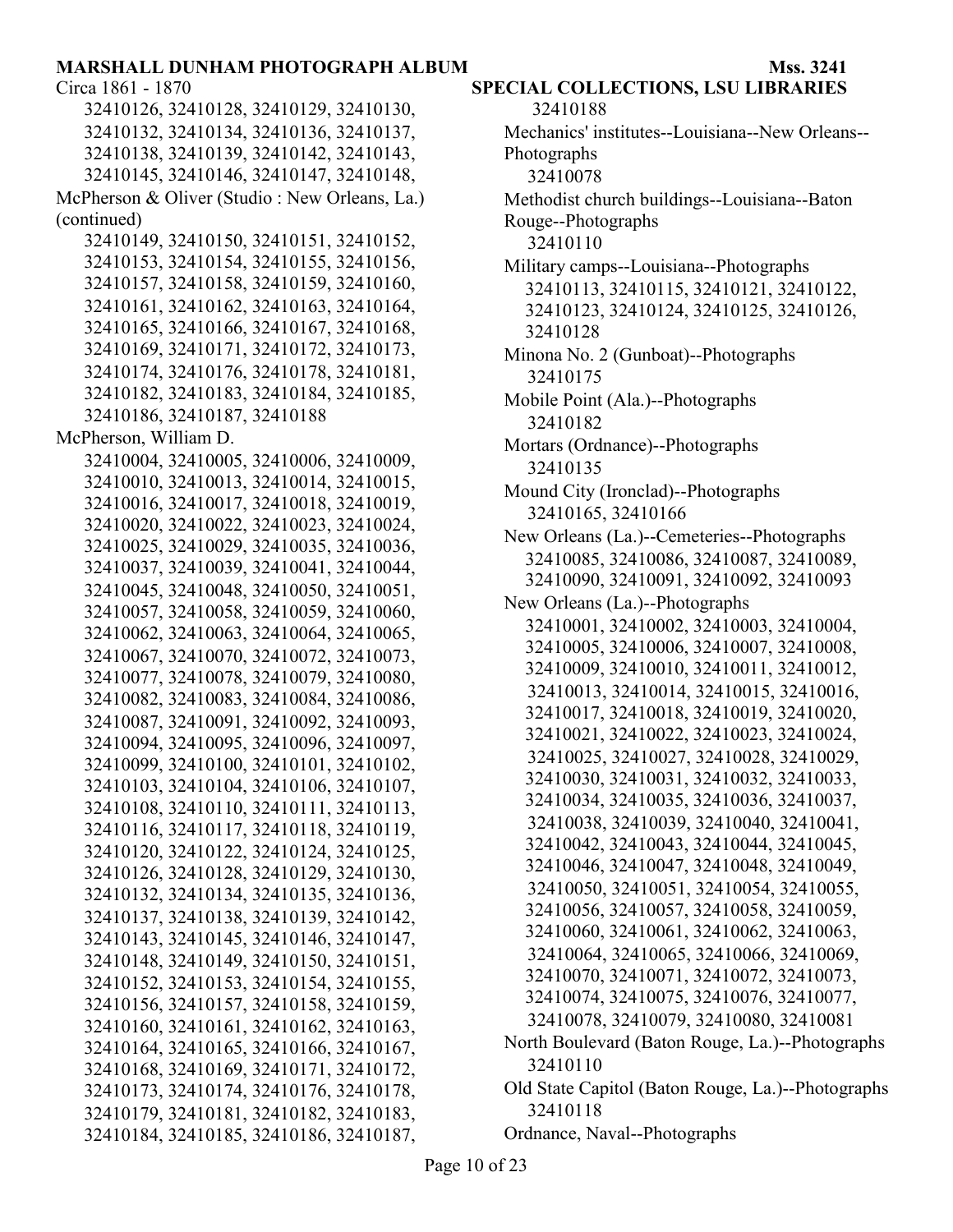32410126, 32410128, 32410129, 32410130, 32410132, 32410134, 32410136, 32410137, 32410138, 32410139, 32410142, 32410143, 32410145, 32410146, 32410147, 32410148,

McPherson & Oliver (Studio : New Orleans, La.) (continued)

32410149, 32410150, 32410151, 32410152, 32410153, 32410154, 32410155, 32410156, 32410157, 32410158, 32410159, 32410160, 32410161, 32410162, 32410163, 32410164, 32410165, 32410166, 32410167, 32410168, 32410169, 32410171, 32410172, 32410173, 32410174, 32410176, 32410178, 32410181, 32410182, 32410183, 32410184, 32410185, 32410186, 32410187, 32410188

McPherson, William D.

32410004, 32410005, 32410006, 32410009, 32410010, 32410013, 32410014, 32410015, 32410016, 32410017, 32410018, 32410019, 32410020, 32410022, 32410023, 32410024, 32410025, 32410029, 32410035, 32410036, 32410037, 32410039, 32410041, 32410044, 32410045, 32410048, 32410050, 32410051, 32410057, 32410058, 32410059, 32410060, 32410062, 32410063, 32410064, 32410065, 32410067, 32410070, 32410072, 32410073, 32410077, 32410078, 32410079, 32410080, 32410082, 32410083, 32410084, 32410086, 32410087, 32410091, 32410092, 32410093, 32410094, 32410095, 32410096, 32410097, 32410099, 32410100, 32410101, 32410102, 32410103, 32410104, 32410106, 32410107, 32410108, 32410110, 32410111, 32410113, 32410116, 32410117, 32410118, 32410119, 32410120, 32410122, 32410124, 32410125, 32410126, 32410128, 32410129, 32410130, 32410132, 32410134, 32410135, 32410136, 32410137, 32410138, 32410139, 32410142, 32410143, 32410145, 32410146, 32410147, 32410148, 32410149, 32410150, 32410151, 32410152, 32410153, 32410154, 32410155, 32410156, 32410157, 32410158, 32410159, 32410160, 32410161, 32410162, 32410163, 32410164, 32410165, 32410166, 32410167, 32410168, 32410169, 32410171, 32410172, 32410173, 32410174, 32410176, 32410178, 32410179, 32410181, 32410182, 32410183, 32410184, 32410185, 32410186, 32410187, 32410188

Mechanics' institutes--Louisiana--New Orleans--Photographs

32410078

Methodist church buildings--Louisiana--Baton Rouge--Photographs

32410110

Military camps--Louisiana--Photographs

32410113, 32410115, 32410121, 32410122, 32410123, 32410124, 32410125, 32410126, 32410128

Minona No. 2 (Gunboat)--Photographs

32410175

Mobile Point (Ala.)--Photographs

32410182

Mortars (Ordnance)--Photographs

32410135

Mound City (Ironclad)--Photographs

32410165, 32410166

New Orleans (La.)--Cemeteries--Photographs

32410085, 32410086, 32410087, 32410089, 32410090, 32410091, 32410092, 32410093

New Orleans (La.)--Photographs

32410001, 32410002, 32410003, 32410004, 32410005, 32410006, 32410007, 32410008, 32410009, 32410010, 32410011, 32410012, 32410013, 32410014, 32410015, 32410016, 32410017, 32410018, 32410019, 32410020, 32410021, 32410022, 32410023, 32410024, 32410025, 32410027, 32410028, 32410029, 32410030, 32410031, 32410032, 32410033, 32410034, 32410035, 32410036, 32410037, 32410038, 32410039, 32410040, 32410041, 32410042, 32410043, 32410044, 32410045, 32410046, 32410047, 32410048, 32410049, 32410050, 32410051, 32410054, 32410055, 32410056, 32410057, 32410058, 32410059, 32410060, 32410061, 32410062, 32410063, 32410064, 32410065, 32410066, 32410069, 32410070, 32410071, 32410072, 32410073, 32410074, 32410075, 32410076, 32410077, 32410078, 32410079, 32410080, 32410081

North Boulevard (Baton Rouge, La.)--Photographs

32410110

Old State Capitol (Baton Rouge, La.)--Photographs

32410118

Ordnance, Naval--Photographs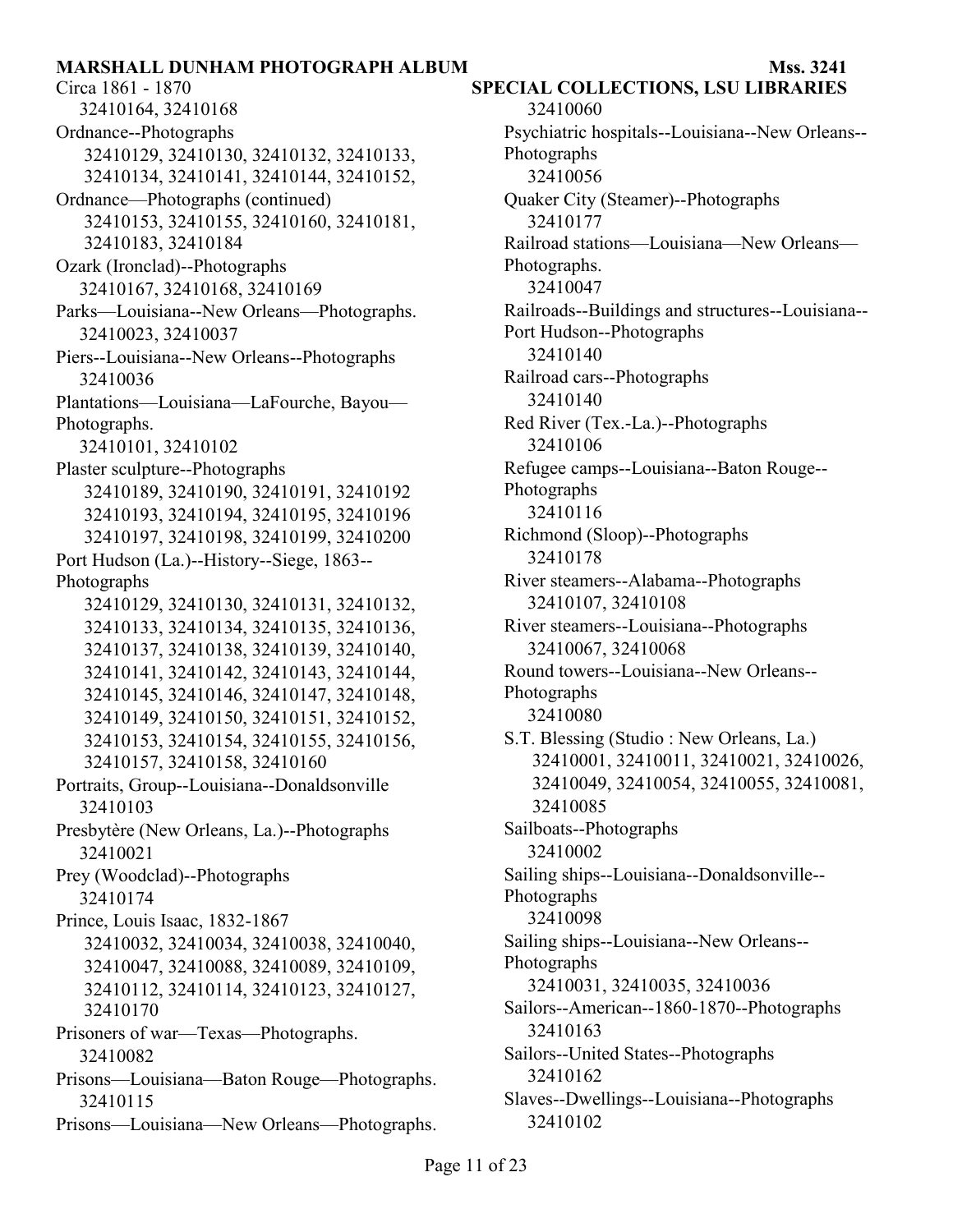Circa 1861 - 1870
32410164, 32410168

Ordnance--Photographs
32410129, 32410130, 32410132, 32410133, 32410134, 32410141, 32410144, 32410152,

Ordnance—Photographs (continued)
32410153, 32410155, 32410160, 32410181, 32410183, 32410184

Ozark (Ironclad)--Photographs
32410167, 32410168, 32410169

Parks—Louisiana--New Orleans—Photographs.
32410023, 32410037

Piers--Louisiana--New Orleans--Photographs
32410036

Plantations—Louisiana—LaFourche, Bayou—Photographs.
32410101, 32410102

Plaster sculpture--Photographs
32410189, 32410190, 32410191, 32410192 32410193, 32410194, 32410195, 32410196 32410197, 32410198, 32410199, 32410200

Port Hudson (La.)--History--Siege, 1863--Photographs
32410129, 32410130, 32410131, 32410132, 32410133, 32410134, 32410135, 32410136, 32410137, 32410138, 32410139, 32410140, 32410141, 32410142, 32410143, 32410144, 32410145, 32410146, 32410147, 32410148, 32410149, 32410150, 32410151, 32410152, 32410153, 32410154, 32410155, 32410156, 32410157, 32410158, 32410160

Portraits, Group--Louisiana--Donaldsonville
32410103

Presbytère (New Orleans, La.)--Photographs
32410021

Prey (Woodclad)--Photographs
32410174

Prince, Louis Isaac, 1832-1867
32410032, 32410034, 32410038, 32410040, 32410047, 32410088, 32410089, 32410109, 32410112, 32410114, 32410123, 32410127, 32410170

Prisoners of war—Texas—Photographs.
32410082

Prisons—Louisiana—Baton Rouge—Photographs.
32410115

Prisons—Louisiana—New Orleans—Photographs.
32410060

Psychiatric hospitals--Louisiana--New Orleans--Photographs
32410056

Quaker City (Steamer)--Photographs
32410177

Railroad stations—Louisiana—New Orleans—Photographs.
32410047

Railroads--Buildings and structures--Louisiana--Port Hudson--Photographs
32410140

Railroad cars--Photographs
32410140

Red River (Tex.-La.)--Photographs
32410106

Refugee camps--Louisiana--Baton Rouge--Photographs
32410116

Richmond (Sloop)--Photographs
32410178

River steamers--Alabama--Photographs
32410107, 32410108

River steamers--Louisiana--Photographs
32410067, 32410068

Round towers--Louisiana--New Orleans--Photographs
32410080

S.T. Blessing (Studio : New Orleans, La.)
32410001, 32410011, 32410021, 32410026, 32410049, 32410054, 32410055, 32410081, 32410085

Sailboats--Photographs
32410002

Sailing ships--Louisiana--Donaldsonville--Photographs
32410098

Sailing ships--Louisiana--New Orleans--Photographs
32410031, 32410035, 32410036

Sailors--American--1860-1870--Photographs
32410163

Sailors--United States--Photographs
32410162

Slaves--Dwellings--Louisiana--Photographs
32410102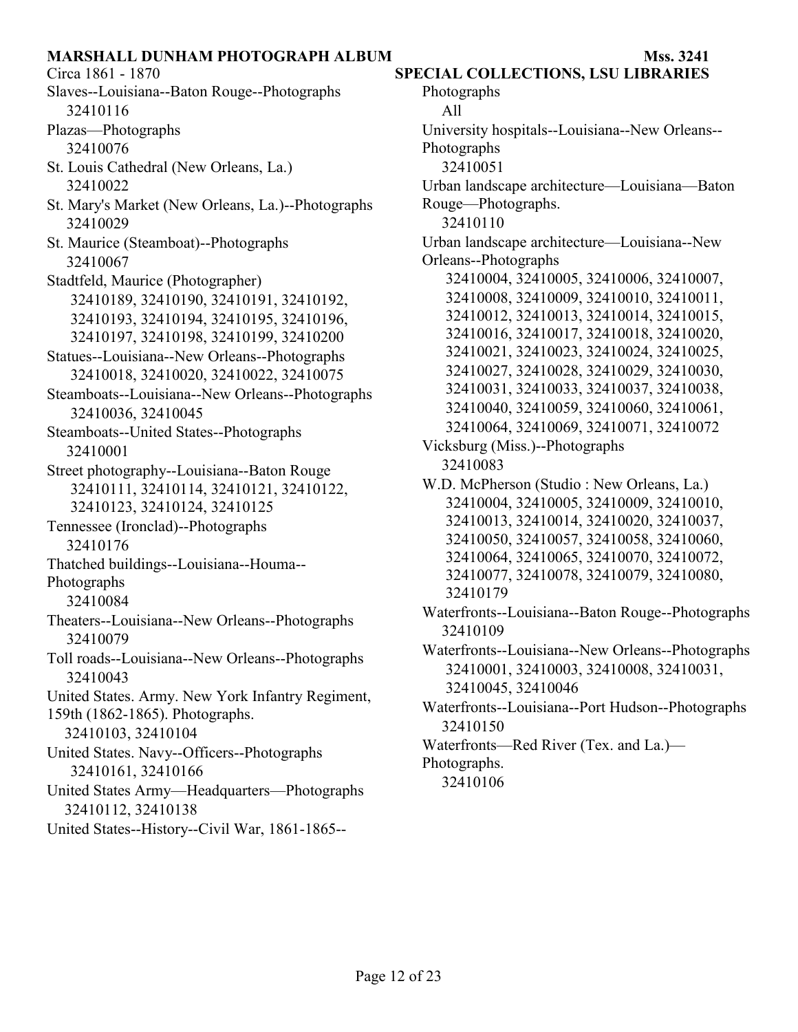Slaves--Louisiana--Baton Rouge--Photographs
32410116

Plazas—Photographs
32410076

St. Louis Cathedral (New Orleans, La.)
32410022

St. Mary's Market (New Orleans, La.)--Photographs
32410029

St. Maurice (Steamboat)--Photographs
32410067

Stadtfeld, Maurice (Photographer)
32410189, 32410190, 32410191, 32410192, 32410193, 32410194, 32410195, 32410196, 32410197, 32410198, 32410199, 32410200

Statues--Louisiana--New Orleans--Photographs
32410018, 32410020, 32410022, 32410075

Steamboats--Louisiana--New Orleans--Photographs
32410036, 32410045

Steamboats--United States--Photographs
32410001

Street photography--Louisiana--Baton Rouge
32410111, 32410114, 32410121, 32410122, 32410123, 32410124, 32410125

Tennessee (Ironclad)--Photographs
32410176

Thatched buildings--Louisiana--Houma--Photographs
32410084

Theaters--Louisiana--New Orleans--Photographs
32410079

Toll roads--Louisiana--New Orleans--Photographs
32410043

United States. Army. New York Infantry Regiment, 159th (1862-1865). Photographs.
32410103, 32410104

United States. Navy--Officers--Photographs
32410161, 32410166

United States Army—Headquarters—Photographs
32410112, 32410138

United States--History--Civil War, 1861-1865--Photographs
All

University hospitals--Louisiana--New Orleans--Photographs
32410051

Urban landscape architecture—Louisiana—Baton Rouge—Photographs.
32410110

Urban landscape architecture—Louisiana--New Orleans--Photographs
32410004, 32410005, 32410006, 32410007, 32410008, 32410009, 32410010, 32410011, 32410012, 32410013, 32410014, 32410015, 32410016, 32410017, 32410018, 32410020, 32410021, 32410023, 32410024, 32410025, 32410027, 32410028, 32410029, 32410030, 32410031, 32410033, 32410037, 32410038, 32410040, 32410059, 32410060, 32410061, 32410064, 32410069, 32410071, 32410072

Vicksburg (Miss.)--Photographs
32410083

W.D. McPherson (Studio : New Orleans, La.)
32410004, 32410005, 32410009, 32410010, 32410013, 32410014, 32410020, 32410037, 32410050, 32410057, 32410058, 32410060, 32410064, 32410065, 32410070, 32410072, 32410077, 32410078, 32410079, 32410080, 32410179

Waterfronts--Louisiana--Baton Rouge--Photographs
32410109

Waterfronts--Louisiana--New Orleans--Photographs
32410001, 32410003, 32410008, 32410031, 32410045, 32410046

Waterfronts--Louisiana--Port Hudson--Photographs
32410150

Waterfronts—Red River (Tex. and La.)—Photographs.
32410106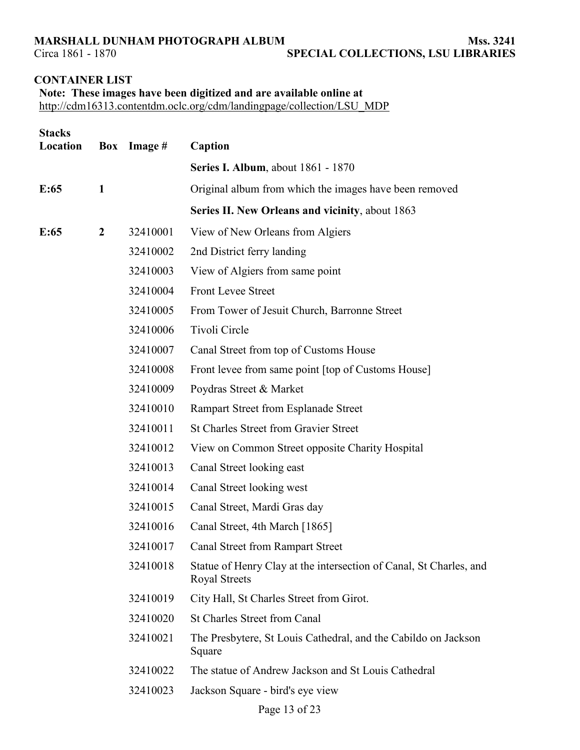**MARSHALL DUNHAM PHOTOGRAPH ALBUM** **Mss. 3241**
Circa 1861 - 1870 **SPECIAL COLLECTIONS, LSU LIBRARIES**

## CONTAINER LIST

**Note: These images have been digitized and are available online at**
http://cdm16313.contentdm.oclc.org/cdm/landingpage/collection/LSU_MDP

| Stacks Location | Box | Image # | Caption |
|---|---|---|---|
| | | | **Series I. Album**, about 1861 - 1870 |
| **E:65** | **1** | | Original album from which the images have been removed |
| | | | **Series II. New Orleans and vicinity**, about 1863 |
| **E:65** | **2** | 32410001 | View of New Orleans from Algiers |
| | | 32410002 | 2nd District ferry landing |
| | | 32410003 | View of Algiers from same point |
| | | 32410004 | Front Levee Street |
| | | 32410005 | From Tower of Jesuit Church, Barronne Street |
| | | 32410006 | Tivoli Circle |
| | | 32410007 | Canal Street from top of Customs House |
| | | 32410008 | Front levee from same point [top of Customs House] |
| | | 32410009 | Poydras Street & Market |
| | | 32410010 | Rampart Street from Esplanade Street |
| | | 32410011 | St Charles Street from Gravier Street |
| | | 32410012 | View on Common Street opposite Charity Hospital |
| | | 32410013 | Canal Street looking east |
| | | 32410014 | Canal Street looking west |
| | | 32410015 | Canal Street, Mardi Gras day |
| | | 32410016 | Canal Street, 4th March [1865] |
| | | 32410017 | Canal Street from Rampart Street |
| | | 32410018 | Statue of Henry Clay at the intersection of Canal, St Charles, and Royal Streets |
| | | 32410019 | City Hall, St Charles Street from Girot. |
| | | 32410020 | St Charles Street from Canal |
| | | 32410021 | The Presbytere, St Louis Cathedral, and the Cabildo on Jackson Square |
| | | 32410022 | The statue of Andrew Jackson and St Louis Cathedral |
| | | 32410023 | Jackson Square - bird's eye view |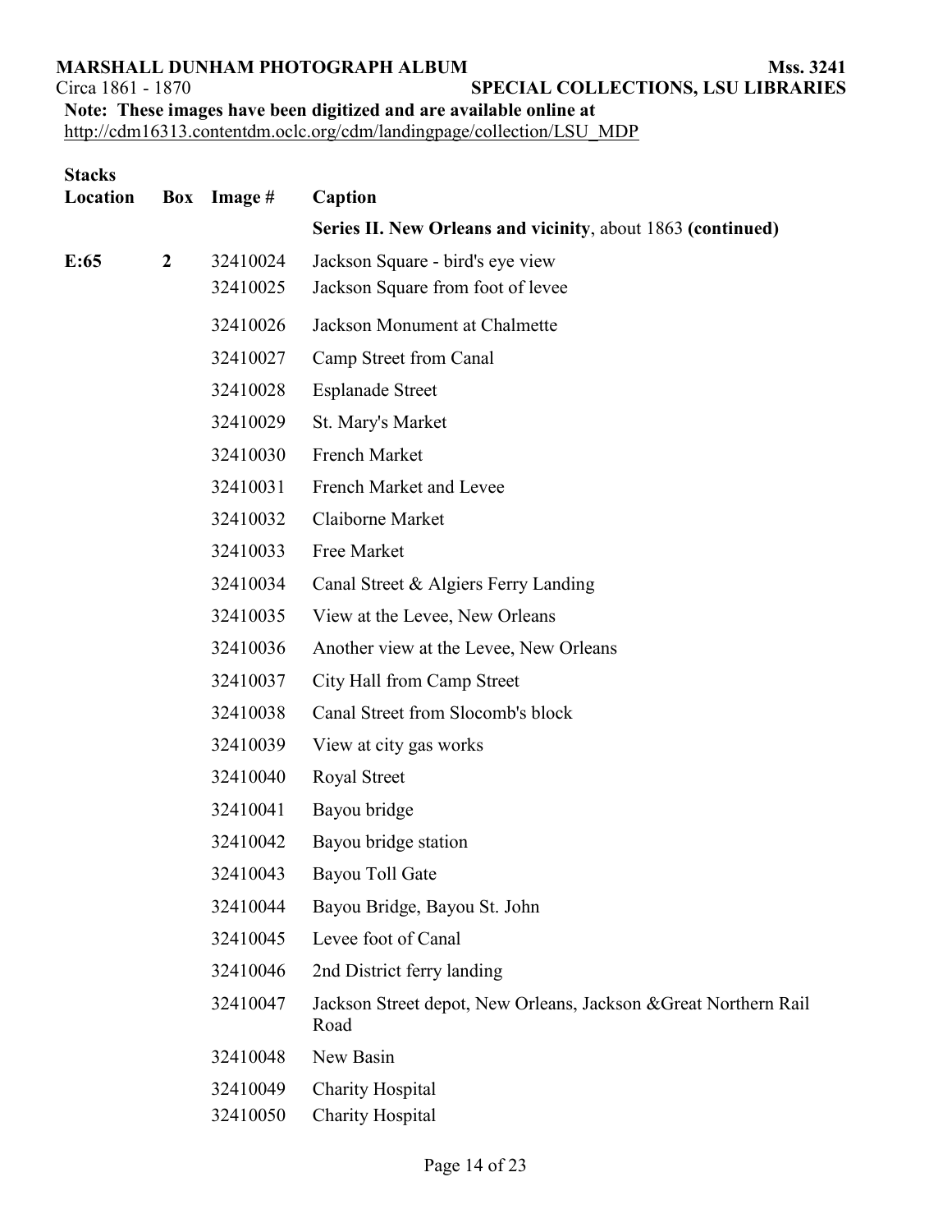**MARSHALL DUNHAM PHOTOGRAPH ALBUM** **Mss. 3241**
Circa 1861 - 1870 **SPECIAL COLLECTIONS, LSU LIBRARIES**
**Note: These images have been digitized and are available online at**
http://cdm16313.contentdm.oclc.org/cdm/landingpage/collection/LSU_MDP

| Stacks Location | Box | Image # | Caption |
|---|---|---|---|
| | | | **Series II. New Orleans and vicinity**, about 1863 **(continued)** |
| **E:65** | **2** | 32410024 | Jackson Square - bird's eye view |
| | | 32410025 | Jackson Square from foot of levee |
| | | 32410026 | Jackson Monument at Chalmette |
| | | 32410027 | Camp Street from Canal |
| | | 32410028 | Esplanade Street |
| | | 32410029 | St. Mary's Market |
| | | 32410030 | French Market |
| | | 32410031 | French Market and Levee |
| | | 32410032 | Claiborne Market |
| | | 32410033 | Free Market |
| | | 32410034 | Canal Street & Algiers Ferry Landing |
| | | 32410035 | View at the Levee, New Orleans |
| | | 32410036 | Another view at the Levee, New Orleans |
| | | 32410037 | City Hall from Camp Street |
| | | 32410038 | Canal Street from Slocomb's block |
| | | 32410039 | View at city gas works |
| | | 32410040 | Royal Street |
| | | 32410041 | Bayou bridge |
| | | 32410042 | Bayou bridge station |
| | | 32410043 | Bayou Toll Gate |
| | | 32410044 | Bayou Bridge, Bayou St. John |
| | | 32410045 | Levee foot of Canal |
| | | 32410046 | 2nd District ferry landing |
| | | 32410047 | Jackson Street depot, New Orleans, Jackson &Great Northern Rail Road |
| | | 32410048 | New Basin |
| | | 32410049 | Charity Hospital |
| | | 32410050 | Charity Hospital |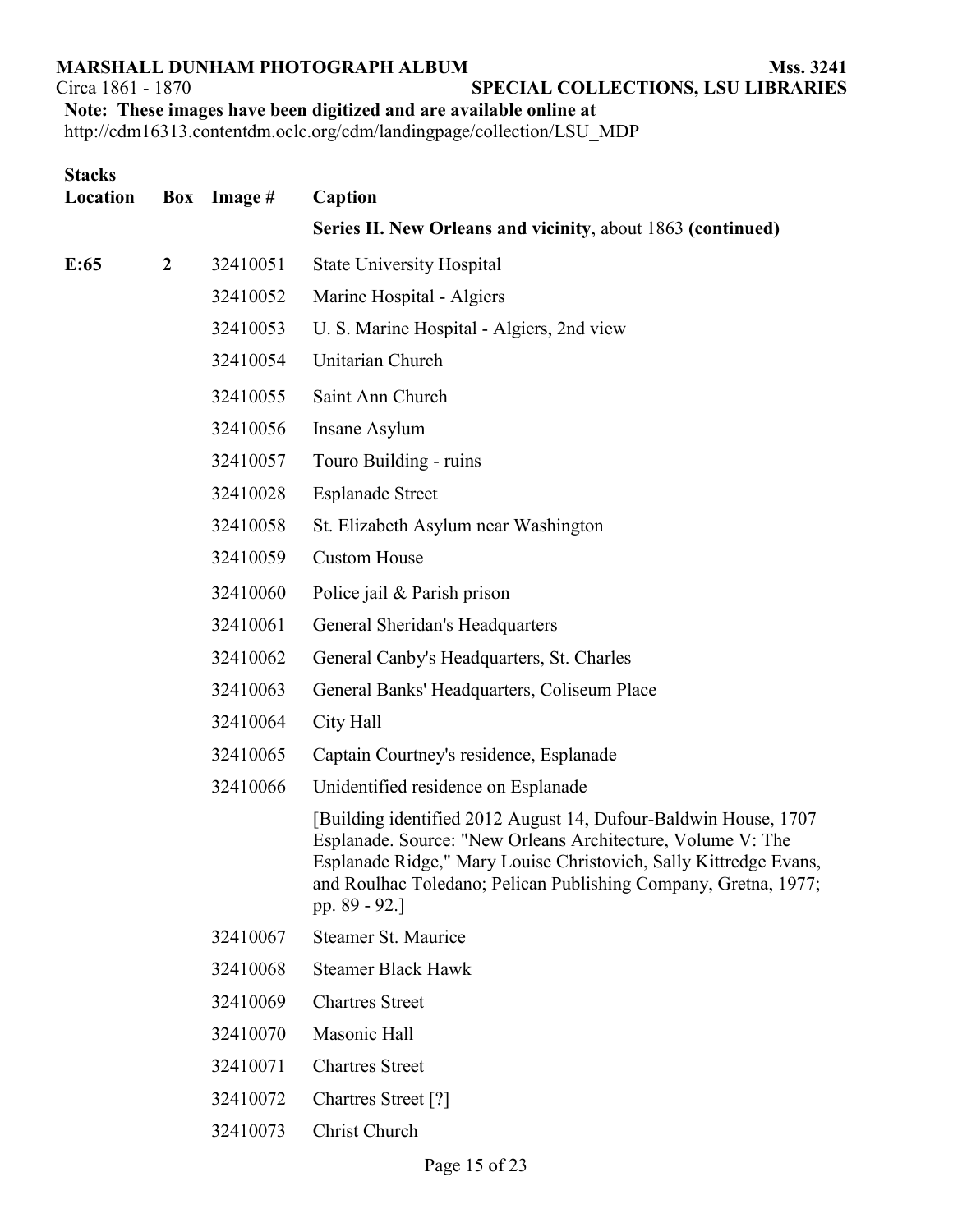**MARSHALL DUNHAM PHOTOGRAPH ALBUM** **Mss. 3241**
Circa 1861 - 1870 **SPECIAL COLLECTIONS, LSU LIBRARIES**

**Note: These images have been digitized and are available online at**
http://cdm16313.contentdm.oclc.org/cdm/landingpage/collection/LSU_MDP

| Stacks Location | Box | Image # | Caption |
|---|---|---|---|
| | | | **Series II. New Orleans and vicinity**, about 1863 **(continued)** |
| **E:65** | **2** | 32410051 | State University Hospital |
| | | 32410052 | Marine Hospital - Algiers |
| | | 32410053 | U. S. Marine Hospital - Algiers, 2nd view |
| | | 32410054 | Unitarian Church |
| | | 32410055 | Saint Ann Church |
| | | 32410056 | Insane Asylum |
| | | 32410057 | Touro Building - ruins |
| | | 32410028 | Esplanade Street |
| | | 32410058 | St. Elizabeth Asylum near Washington |
| | | 32410059 | Custom House |
| | | 32410060 | Police jail & Parish prison |
| | | 32410061 | General Sheridan's Headquarters |
| | | 32410062 | General Canby's Headquarters, St. Charles |
| | | 32410063 | General Banks' Headquarters, Coliseum Place |
| | | 32410064 | City Hall |
| | | 32410065 | Captain Courtney's residence, Esplanade |
| | | 32410066 | Unidentified residence on Esplanade |
| | | | [Building identified 2012 August 14, Dufour-Baldwin House, 1707 Esplanade. Source: "New Orleans Architecture, Volume V: The Esplanade Ridge," Mary Louise Christovich, Sally Kittredge Evans, and Roulhac Toledano; Pelican Publishing Company, Gretna, 1977; pp. 89 - 92.] |
| | | 32410067 | Steamer St. Maurice |
| | | 32410068 | Steamer Black Hawk |
| | | 32410069 | Chartres Street |
| | | 32410070 | Masonic Hall |
| | | 32410071 | Chartres Street |
| | | 32410072 | Chartres Street [?] |
| | | 32410073 | Christ Church |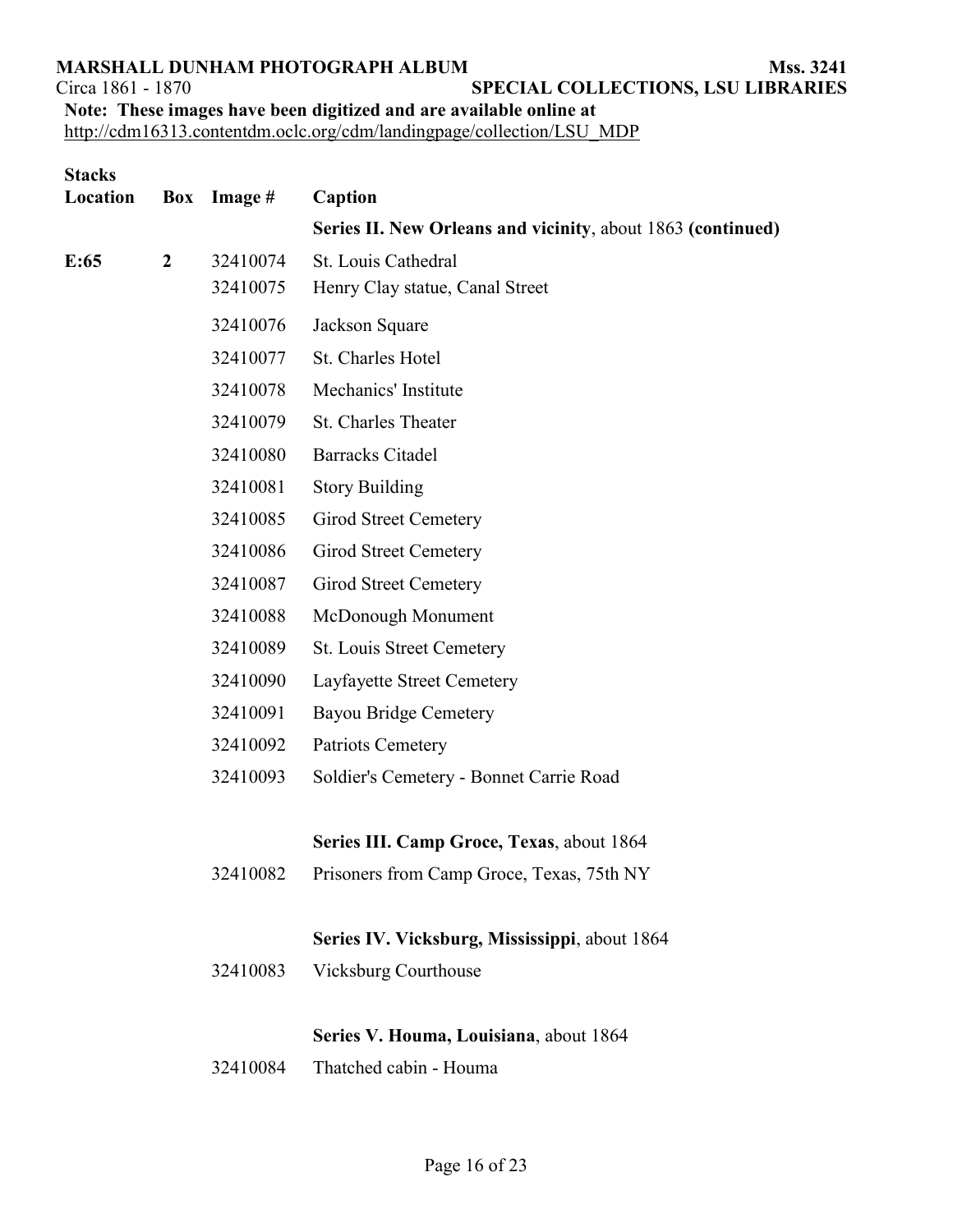**MARSHALL DUNHAM PHOTOGRAPH ALBUM** **Mss. 3241**
Circa 1861 - 1870 **SPECIAL COLLECTIONS, LSU LIBRARIES**

**Note: These images have been digitized and are available online at**
http://cdm16313.contentdm.oclc.org/cdm/landingpage/collection/LSU_MDP

| Stacks Location | Box | Image # | Caption |
|---|---|---|---|
| | | | **Series II. New Orleans and vicinity**, about 1863 **(continued)** |
| **E:65** | **2** | 32410074 | St. Louis Cathedral |
| | | 32410075 | Henry Clay statue, Canal Street |
| | | 32410076 | Jackson Square |
| | | 32410077 | St. Charles Hotel |
| | | 32410078 | Mechanics' Institute |
| | | 32410079 | St. Charles Theater |
| | | 32410080 | Barracks Citadel |
| | | 32410081 | Story Building |
| | | 32410085 | Girod Street Cemetery |
| | | 32410086 | Girod Street Cemetery |
| | | 32410087 | Girod Street Cemetery |
| | | 32410088 | McDonough Monument |
| | | 32410089 | St. Louis Street Cemetery |
| | | 32410090 | Layfayette Street Cemetery |
| | | 32410091 | Bayou Bridge Cemetery |
| | | 32410092 | Patriots Cemetery |
| | | 32410093 | Soldier's Cemetery - Bonnet Carrie Road |
| | | | **Series III. Camp Groce, Texas**, about 1864 |
| | | 32410082 | Prisoners from Camp Groce, Texas, 75th NY |
| | | | **Series IV. Vicksburg, Mississippi**, about 1864 |
| | | 32410083 | Vicksburg Courthouse |
| | | | **Series V. Houma, Louisiana**, about 1864 |
| | | 32410084 | Thatched cabin - Houma |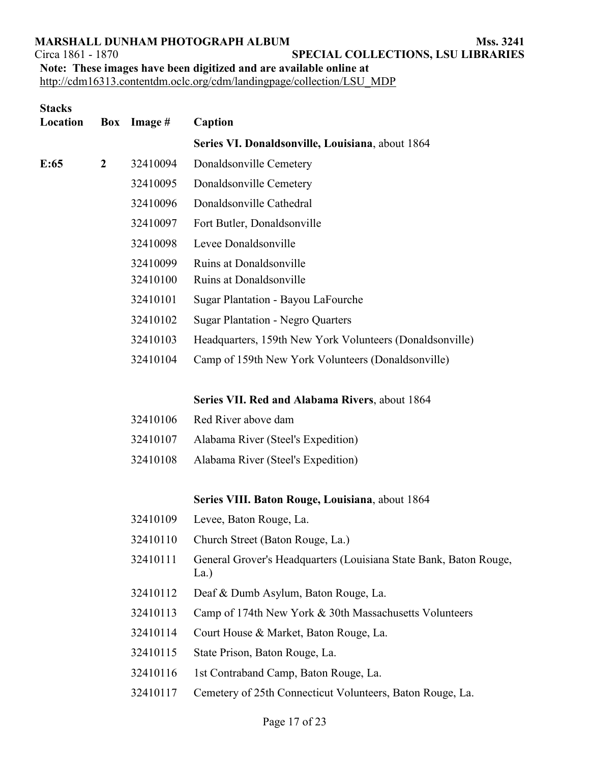**MARSHALL DUNHAM PHOTOGRAPH ALBUM** **Mss. 3241**
Circa 1861 - 1870 **SPECIAL COLLECTIONS, LSU LIBRARIES**

**Note: These images have been digitized and are available online at**
http://cdm16313.contentdm.oclc.org/cdm/landingpage/collection/LSU_MDP

| Stacks Location | Box | Image # | Caption |
|---|---|---|---|
| | | | **Series VI. Donaldsonville, Louisiana**, about 1864 |
| **E:65** | **2** | 32410094 | Donaldsonville Cemetery |
| | | 32410095 | Donaldsonville Cemetery |
| | | 32410096 | Donaldsonville Cathedral |
| | | 32410097 | Fort Butler, Donaldsonville |
| | | 32410098 | Levee Donaldsonville |
| | | 32410099 | Ruins at Donaldsonville |
| | | 32410100 | Ruins at Donaldsonville |
| | | 32410101 | Sugar Plantation - Bayou LaFourche |
| | | 32410102 | Sugar Plantation - Negro Quarters |
| | | 32410103 | Headquarters, 159th New York Volunteers (Donaldsonville) |
| | | 32410104 | Camp of 159th New York Volunteers (Donaldsonville) |
| | | | **Series VII. Red and Alabama Rivers**, about 1864 |
| | | 32410106 | Red River above dam |
| | | 32410107 | Alabama River (Steel's Expedition) |
| | | 32410108 | Alabama River (Steel's Expedition) |
| | | | **Series VIII. Baton Rouge, Louisiana**, about 1864 |
| | | 32410109 | Levee, Baton Rouge, La. |
| | | 32410110 | Church Street (Baton Rouge, La.) |
| | | 32410111 | General Grover's Headquarters (Louisiana State Bank, Baton Rouge, La.) |
| | | 32410112 | Deaf & Dumb Asylum, Baton Rouge, La. |
| | | 32410113 | Camp of 174th New York & 30th Massachusetts Volunteers |
| | | 32410114 | Court House & Market, Baton Rouge, La. |
| | | 32410115 | State Prison, Baton Rouge, La. |
| | | 32410116 | 1st Contraband Camp, Baton Rouge, La. |
| | | 32410117 | Cemetery of 25th Connecticut Volunteers, Baton Rouge, La. |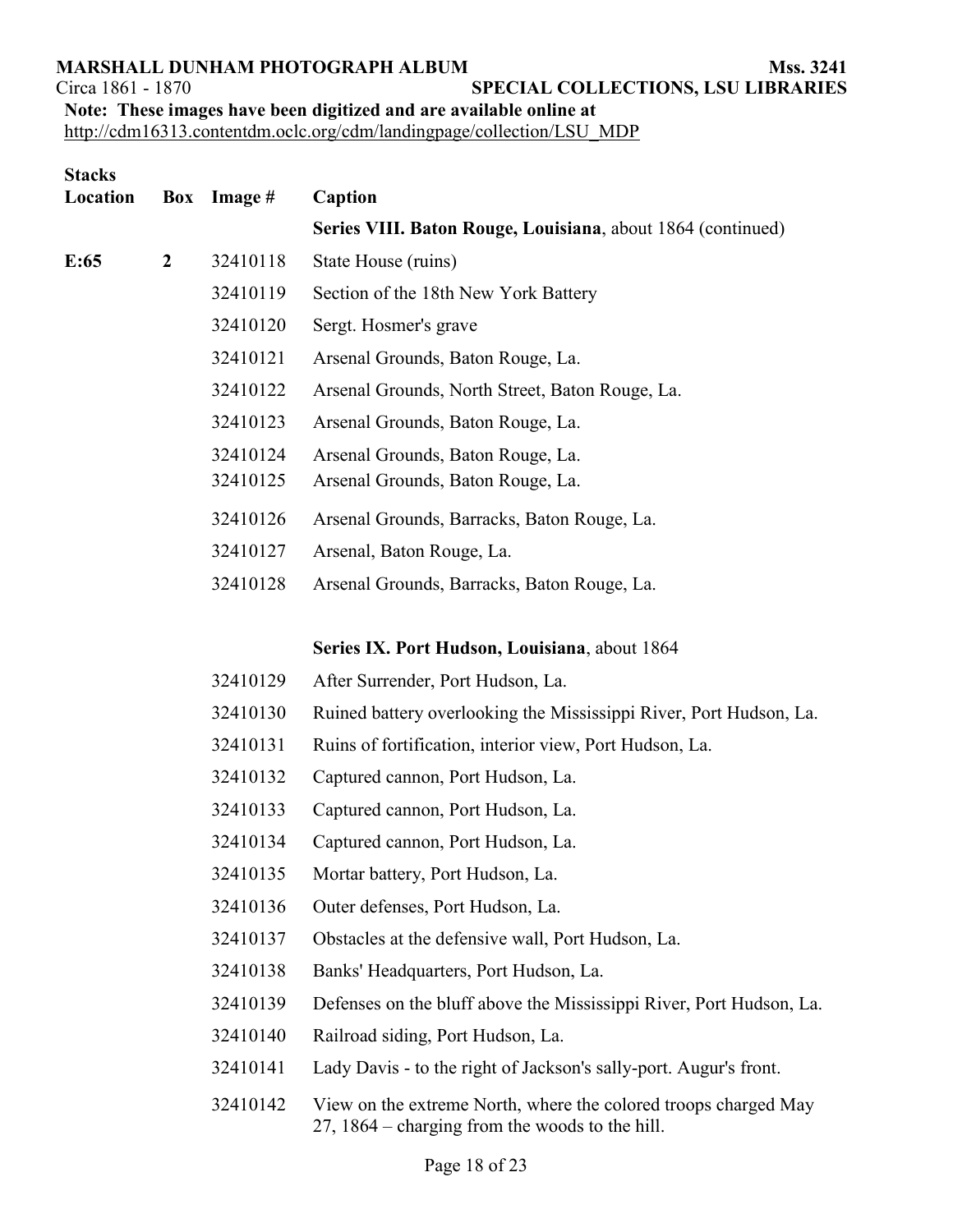**MARSHALL DUNHAM PHOTOGRAPH ALBUM** **Mss. 3241**
Circa 1861 - 1870 **SPECIAL COLLECTIONS, LSU LIBRARIES**

**Note: These images have been digitized and are available online at** http://cdm16313.contentdm.oclc.org/cdm/landingpage/collection/LSU_MDP

| Stacks Location | Box | Image # | Caption |
|---|---|---|---|
| | | | **Series VIII. Baton Rouge, Louisiana**, about 1864 (continued) |
| **E:65** | **2** | 32410118 | State House (ruins) |
| | | 32410119 | Section of the 18th New York Battery |
| | | 32410120 | Sergt. Hosmer's grave |
| | | 32410121 | Arsenal Grounds, Baton Rouge, La. |
| | | 32410122 | Arsenal Grounds, North Street, Baton Rouge, La. |
| | | 32410123 | Arsenal Grounds, Baton Rouge, La. |
| | | 32410124 | Arsenal Grounds, Baton Rouge, La. |
| | | 32410125 | Arsenal Grounds, Baton Rouge, La. |
| | | 32410126 | Arsenal Grounds, Barracks, Baton Rouge, La. |
| | | 32410127 | Arsenal, Baton Rouge, La. |
| | | 32410128 | Arsenal Grounds, Barracks, Baton Rouge, La. |
| | | | **Series IX. Port Hudson, Louisiana**, about 1864 |
| | | 32410129 | After Surrender, Port Hudson, La. |
| | | 32410130 | Ruined battery overlooking the Mississippi River, Port Hudson, La. |
| | | 32410131 | Ruins of fortification, interior view, Port Hudson, La. |
| | | 32410132 | Captured cannon, Port Hudson, La. |
| | | 32410133 | Captured cannon, Port Hudson, La. |
| | | 32410134 | Captured cannon, Port Hudson, La. |
| | | 32410135 | Mortar battery, Port Hudson, La. |
| | | 32410136 | Outer defenses, Port Hudson, La. |
| | | 32410137 | Obstacles at the defensive wall, Port Hudson, La. |
| | | 32410138 | Banks' Headquarters, Port Hudson, La. |
| | | 32410139 | Defenses on the bluff above the Mississippi River, Port Hudson, La. |
| | | 32410140 | Railroad siding, Port Hudson, La. |
| | | 32410141 | Lady Davis - to the right of Jackson's sally-port. Augur's front. |
| | | 32410142 | View on the extreme North, where the colored troops charged May 27, 1864 – charging from the woods to the hill. |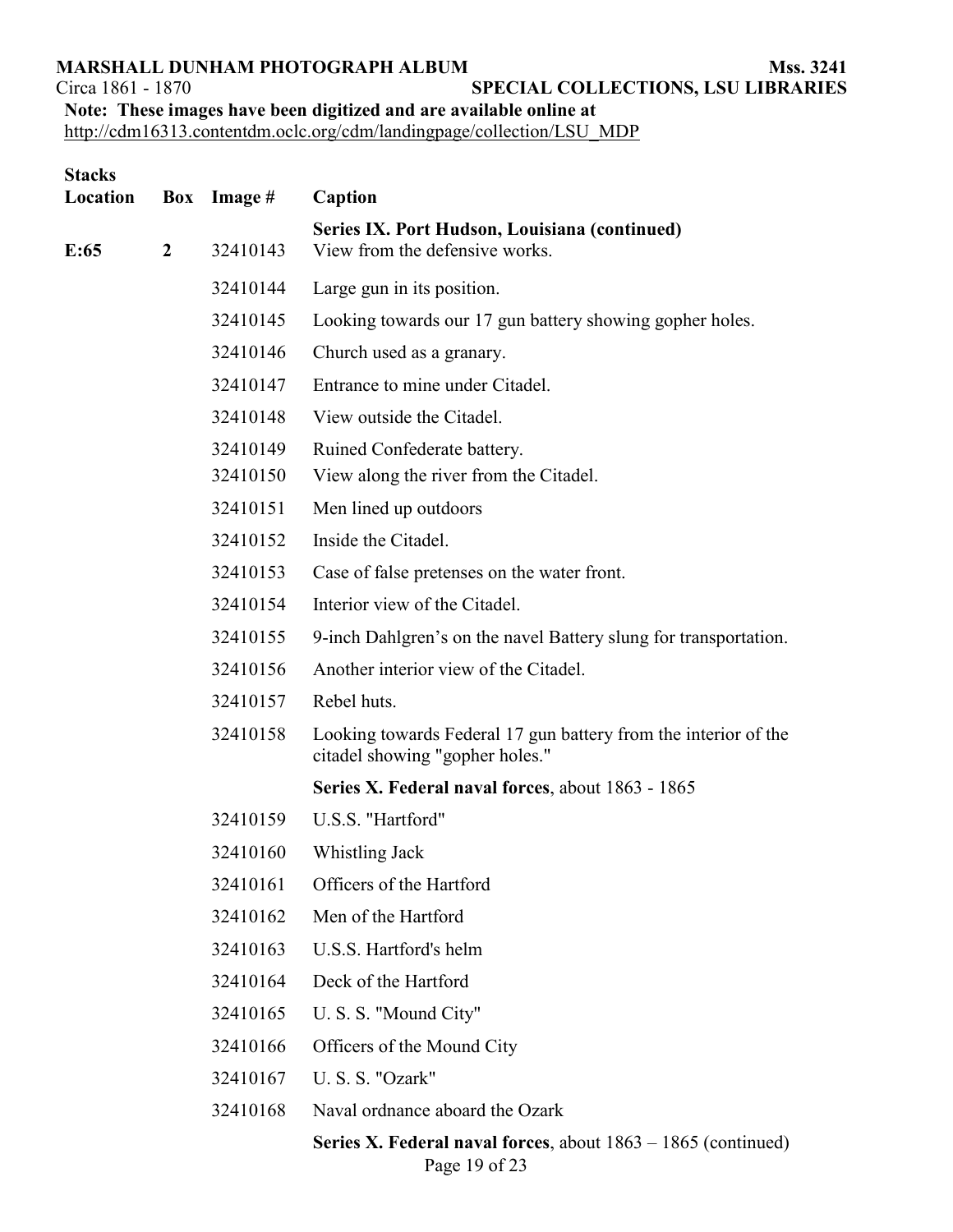**MARSHALL DUNHAM PHOTOGRAPH ALBUM** **Mss. 3241**
Circa 1861 - 1870 **SPECIAL COLLECTIONS, LSU LIBRARIES**

**Note: These images have been digitized and are available online at**
http://cdm16313.contentdm.oclc.org/cdm/landingpage/collection/LSU_MDP

| Stacks Location | Box | Image # | Caption |
|---|---|---|---|
| | | | **Series IX. Port Hudson, Louisiana (continued)** |
| **E:65** | **2** | 32410143 | View from the defensive works. |
| | | 32410144 | Large gun in its position. |
| | | 32410145 | Looking towards our 17 gun battery showing gopher holes. |
| | | 32410146 | Church used as a granary. |
| | | 32410147 | Entrance to mine under Citadel. |
| | | 32410148 | View outside the Citadel. |
| | | 32410149 | Ruined Confederate battery. |
| | | 32410150 | View along the river from the Citadel. |
| | | 32410151 | Men lined up outdoors |
| | | 32410152 | Inside the Citadel. |
| | | 32410153 | Case of false pretenses on the water front. |
| | | 32410154 | Interior view of the Citadel. |
| | | 32410155 | 9-inch Dahlgren's on the navel Battery slung for transportation. |
| | | 32410156 | Another interior view of the Citadel. |
| | | 32410157 | Rebel huts. |
| | | 32410158 | Looking towards Federal 17 gun battery from the interior of the citadel showing "gopher holes." |
| | | | **Series X. Federal naval forces**, about 1863 - 1865 |
| | | 32410159 | U.S.S. "Hartford" |
| | | 32410160 | Whistling Jack |
| | | 32410161 | Officers of the Hartford |
| | | 32410162 | Men of the Hartford |
| | | 32410163 | U.S.S. Hartford's helm |
| | | 32410164 | Deck of the Hartford |
| | | 32410165 | U. S. S. "Mound City" |
| | | 32410166 | Officers of the Mound City |
| | | 32410167 | U. S. S. "Ozark" |
| | | 32410168 | Naval ordnance aboard the Ozark |
| | | | **Series X. Federal naval forces**, about 1863 – 1865 (continued) |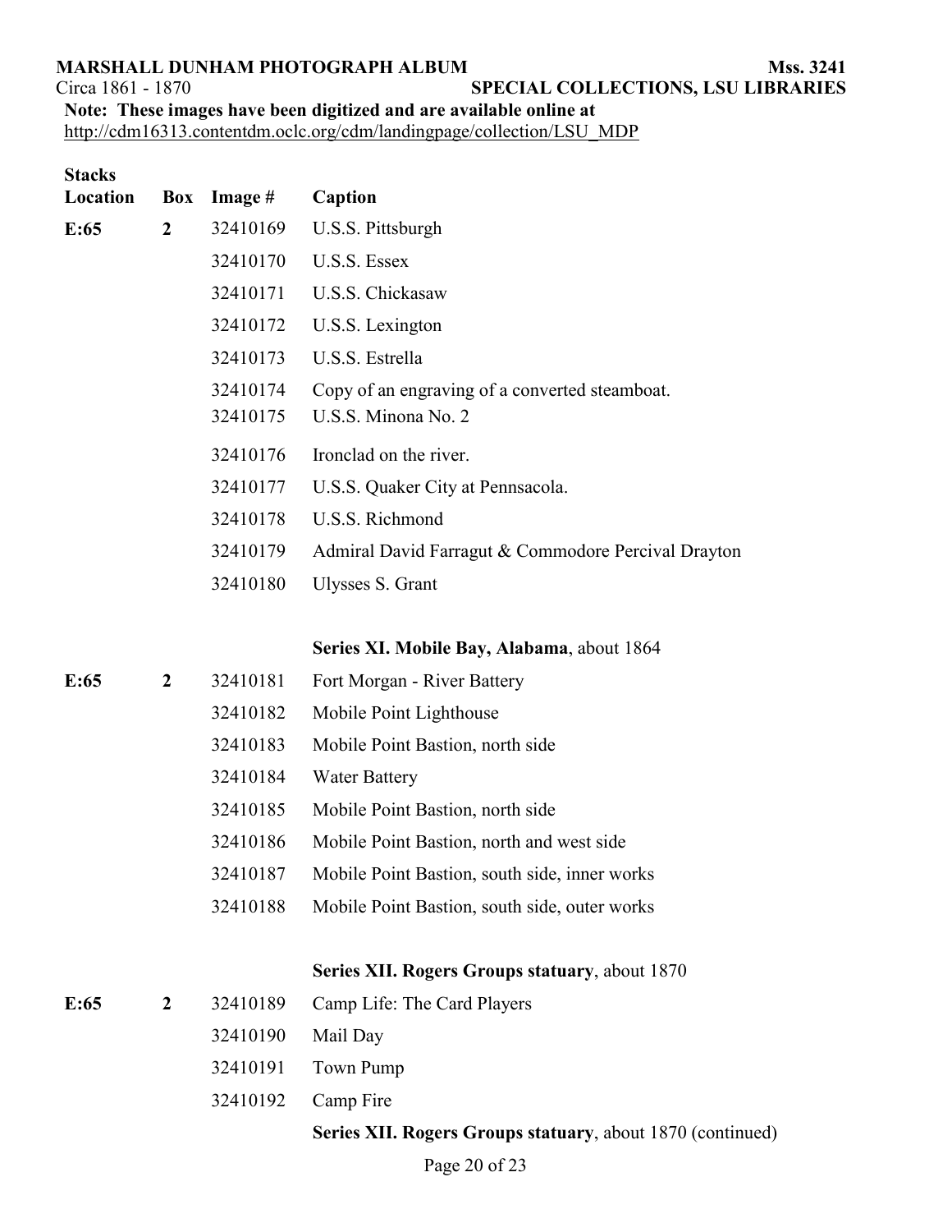**MARSHALL DUNHAM PHOTOGRAPH ALBUM** **Mss. 3241**
Circa 1861 - 1870 **SPECIAL COLLECTIONS, LSU LIBRARIES**

**Note: These images have been digitized and are available online at** http://cdm16313.contentdm.oclc.org/cdm/landingpage/collection/LSU_MDP

| Stacks Location | Box | Image # | Caption |
|---|---|---|---|
| **E:65** | **2** | 32410169 | U.S.S. Pittsburgh |
| | | 32410170 | U.S.S. Essex |
| | | 32410171 | U.S.S. Chickasaw |
| | | 32410172 | U.S.S. Lexington |
| | | 32410173 | U.S.S. Estrella |
| | | 32410174 | Copy of an engraving of a converted steamboat. |
| | | 32410175 | U.S.S. Minona No. 2 |
| | | 32410176 | Ironclad on the river. |
| | | 32410177 | U.S.S. Quaker City at Pennsacola. |
| | | 32410178 | U.S.S. Richmond |
| | | 32410179 | Admiral David Farragut & Commodore Percival Drayton |
| | | 32410180 | Ulysses S. Grant |
| | | | **Series XI. Mobile Bay, Alabama**, about 1864 |
| **E:65** | **2** | 32410181 | Fort Morgan - River Battery |
| | | 32410182 | Mobile Point Lighthouse |
| | | 32410183 | Mobile Point Bastion, north side |
| | | 32410184 | Water Battery |
| | | 32410185 | Mobile Point Bastion, north side |
| | | 32410186 | Mobile Point Bastion, north and west side |
| | | 32410187 | Mobile Point Bastion, south side, inner works |
| | | 32410188 | Mobile Point Bastion, south side, outer works |
| | | | **Series XII. Rogers Groups statuary**, about 1870 |
| **E:65** | **2** | 32410189 | Camp Life: The Card Players |
| | | 32410190 | Mail Day |
| | | 32410191 | Town Pump |
| | | 32410192 | Camp Fire |
| | | | **Series XII. Rogers Groups statuary**, about 1870 (continued) |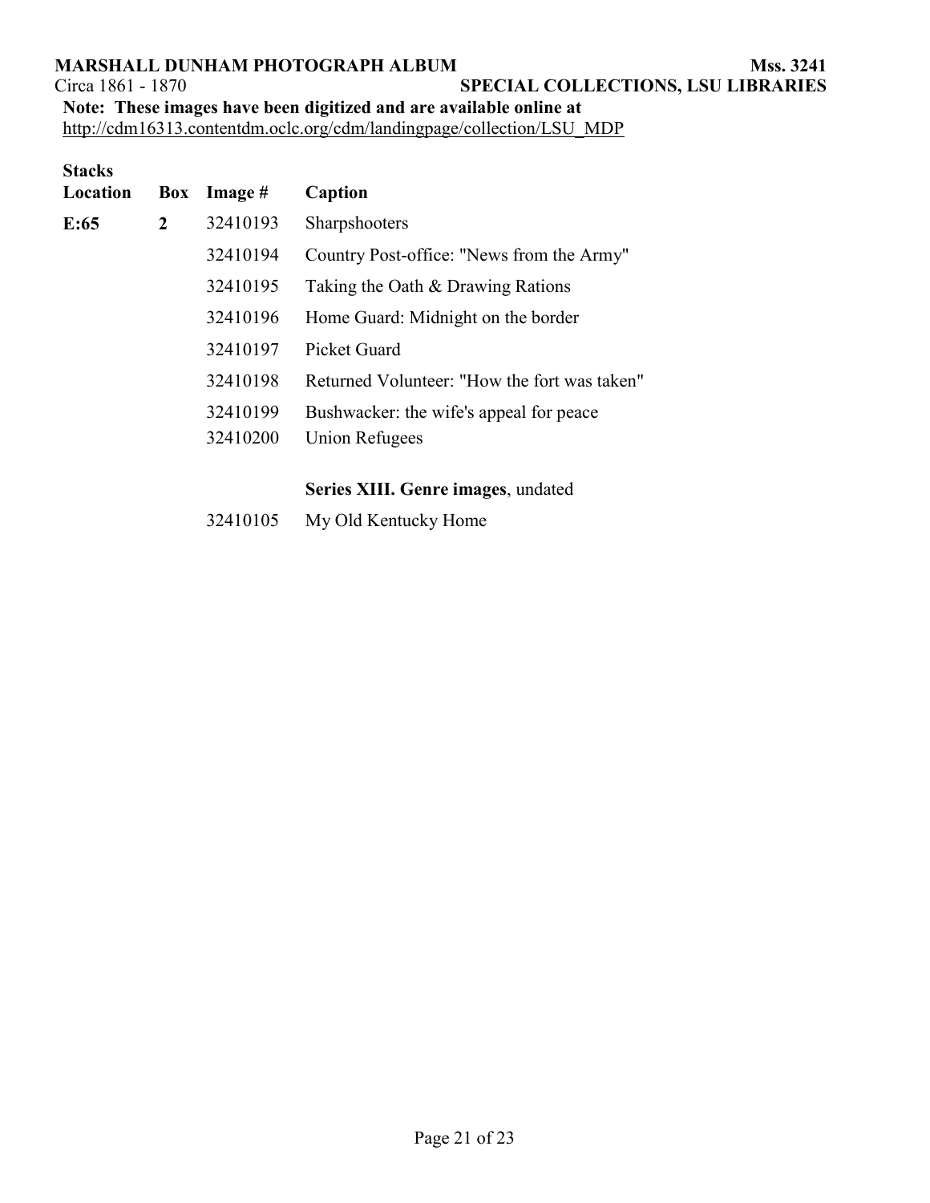| Stacks Location | Box | Image # | Caption |
|---|---|---|---|
| E:65 | 2 | 32410193 | Sharpshooters |
| | | 32410194 | Country Post-office: "News from the Army" |
| | | 32410195 | Taking the Oath & Drawing Rations |
| | | 32410196 | Home Guard: Midnight on the border |
| | | 32410197 | Picket Guard |
| | | 32410198 | Returned Volunteer: "How the fort was taken" |
| | | 32410199 | Bushwacker: the wife's appeal for peace |
| | | 32410200 | Union Refugees |
| | | | **Series XIII. Genre images**, undated |
| | | 32410105 | My Old Kentucky Home |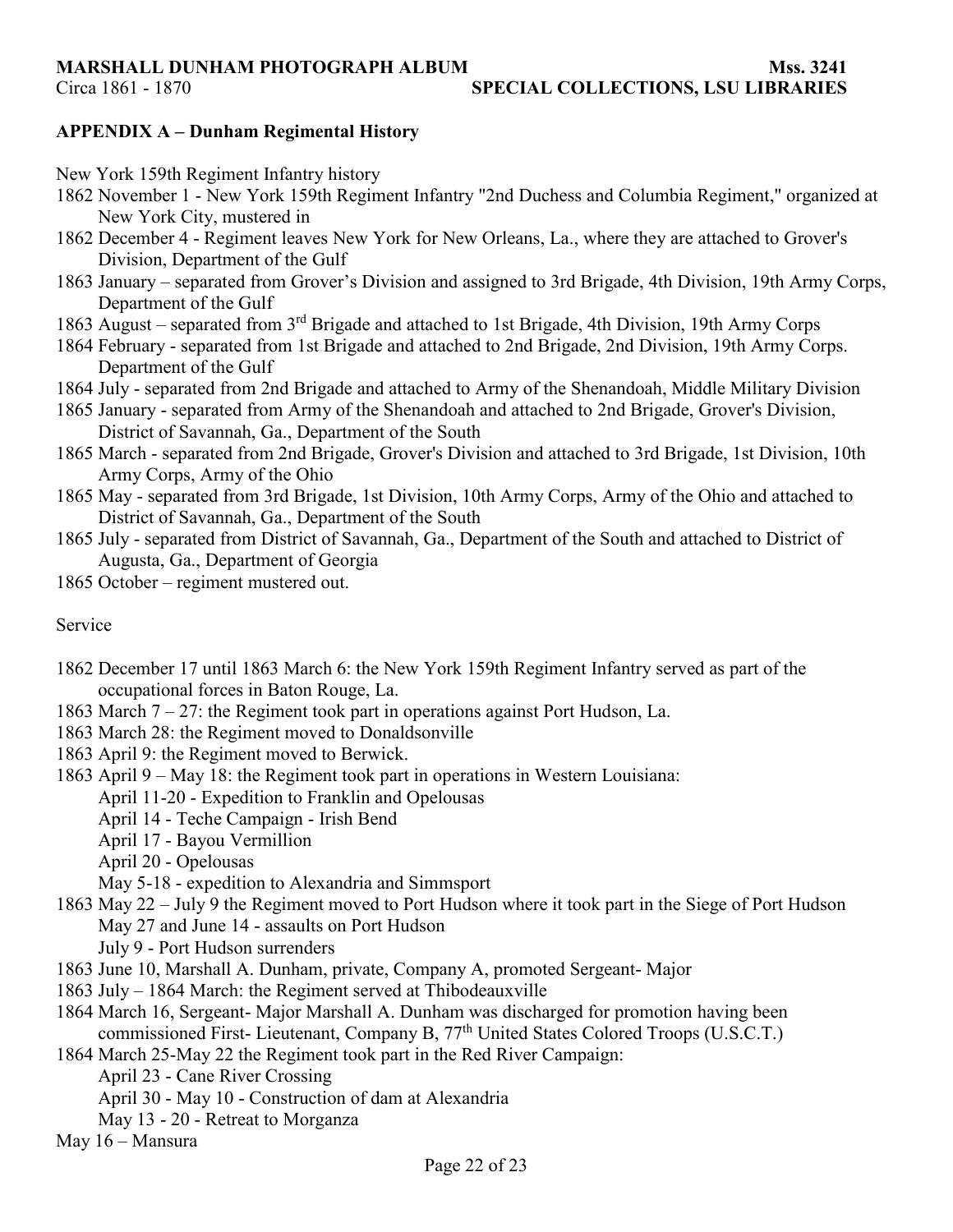## APPENDIX A – Dunham Regimental History

New York 159th Regiment Infantry history

- 1862 November 1 - New York 159th Regiment Infantry "2nd Duchess and Columbia Regiment," organized at New York City, mustered in
- 1862 December 4 - Regiment leaves New York for New Orleans, La., where they are attached to Grover's Division, Department of the Gulf
- 1863 January – separated from Grover's Division and assigned to 3rd Brigade, 4th Division, 19th Army Corps, Department of the Gulf
- 1863 August – separated from 3rd Brigade and attached to 1st Brigade, 4th Division, 19th Army Corps
- 1864 February - separated from 1st Brigade and attached to 2nd Brigade, 2nd Division, 19th Army Corps. Department of the Gulf
- 1864 July - separated from 2nd Brigade and attached to Army of the Shenandoah, Middle Military Division
- 1865 January - separated from Army of the Shenandoah and attached to 2nd Brigade, Grover's Division, District of Savannah, Ga., Department of the South
- 1865 March - separated from 2nd Brigade, Grover's Division and attached to 3rd Brigade, 1st Division, 10th Army Corps, Army of the Ohio
- 1865 May - separated from 3rd Brigade, 1st Division, 10th Army Corps, Army of the Ohio and attached to District of Savannah, Ga., Department of the South
- 1865 July - separated from District of Savannah, Ga., Department of the South and attached to District of Augusta, Ga., Department of Georgia
- 1865 October – regiment mustered out.

Service

- 1862 December 17 until 1863 March 6: the New York 159th Regiment Infantry served as part of the occupational forces in Baton Rouge, La.
- 1863 March 7 – 27: the Regiment took part in operations against Port Hudson, La.
- 1863 March 28: the Regiment moved to Donaldsonville
- 1863 April 9: the Regiment moved to Berwick.
- 1863 April 9 – May 18: the Regiment took part in operations in Western Louisiana:
  - April 11-20 - Expedition to Franklin and Opelousas
  - April 14 - Teche Campaign - Irish Bend
  - April 17 - Bayou Vermillion
  - April 20 - Opelousas
  - May 5-18 - expedition to Alexandria and Simmsport
- 1863 May 22 – July 9 the Regiment moved to Port Hudson where it took part in the Siege of Port Hudson
  - May 27 and June 14 - assaults on Port Hudson
  - July 9 - Port Hudson surrenders
- 1863 June 10, Marshall A. Dunham, private, Company A, promoted Sergeant- Major
- 1863 July – 1864 March: the Regiment served at Thibodeauxville
- 1864 March 16, Sergeant- Major Marshall A. Dunham was discharged for promotion having been commissioned First- Lieutenant, Company B, 77th United States Colored Troops (U.S.C.T.)
- 1864 March 25-May 22 the Regiment took part in the Red River Campaign:
  - April 23 - Cane River Crossing
  - April 30 - May 10 - Construction of dam at Alexandria
  - May 13 - 20 - Retreat to Morganza

May 16 – Mansura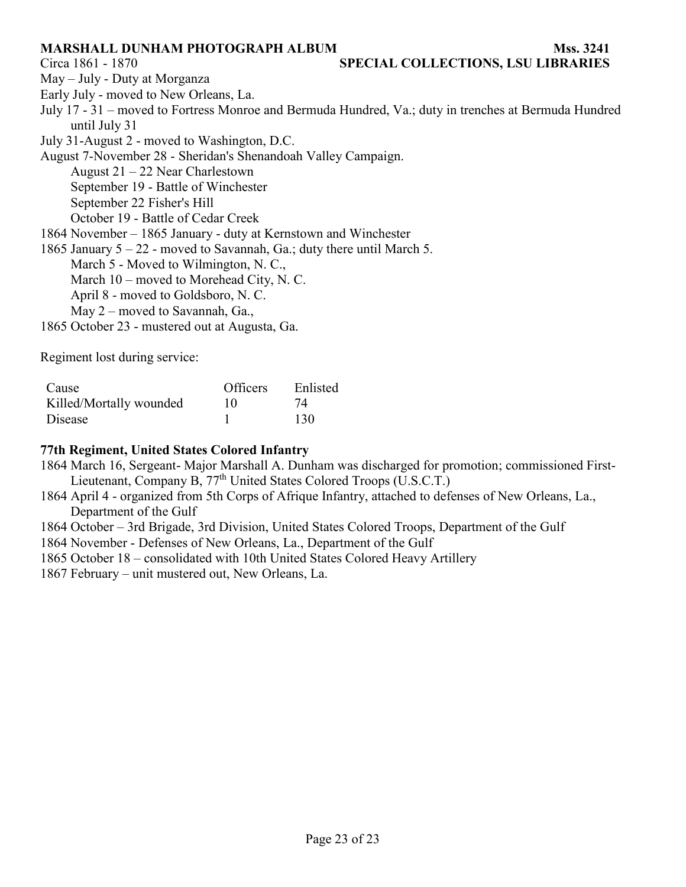May – July - Duty at Morganza

Early July - moved to New Orleans, La.

July 17 - 31 – moved to Fortress Monroe and Bermuda Hundred, Va.; duty in trenches at Bermuda Hundred until July 31

July 31-August 2 - moved to Washington, D.C.

August 7-November 28 - Sheridan's Shenandoah Valley Campaign.

- August 21 – 22 Near Charlestown
- September 19 - Battle of Winchester
- September 22 Fisher's Hill
- October 19 - Battle of Cedar Creek

1864 November – 1865 January - duty at Kernstown and Winchester

1865 January 5 – 22 - moved to Savannah, Ga.; duty there until March 5.

- March 5 - Moved to Wilmington, N. C.,
- March 10 – moved to Morehead City, N. C.
- April 8 - moved to Goldsboro, N. C.
- May 2 – moved to Savannah, Ga.,

1865 October 23 - mustered out at Augusta, Ga.

Regiment lost during service:

| Cause | Officers | Enlisted |
|---|---|---|
| Killed/Mortally wounded | 10 | 74 |
| Disease | 1 | 130 |

**77th Regiment, United States Colored Infantry**

1864 March 16, Sergeant- Major Marshall A. Dunham was discharged for promotion; commissioned First-Lieutenant, Company B, 77th United States Colored Troops (U.S.C.T.)

1864 April 4 - organized from 5th Corps of Afrique Infantry, attached to defenses of New Orleans, La., Department of the Gulf

1864 October – 3rd Brigade, 3rd Division, United States Colored Troops, Department of the Gulf

1864 November - Defenses of New Orleans, La., Department of the Gulf

1865 October 18 – consolidated with 10th United States Colored Heavy Artillery

1867 February – unit mustered out, New Orleans, La.